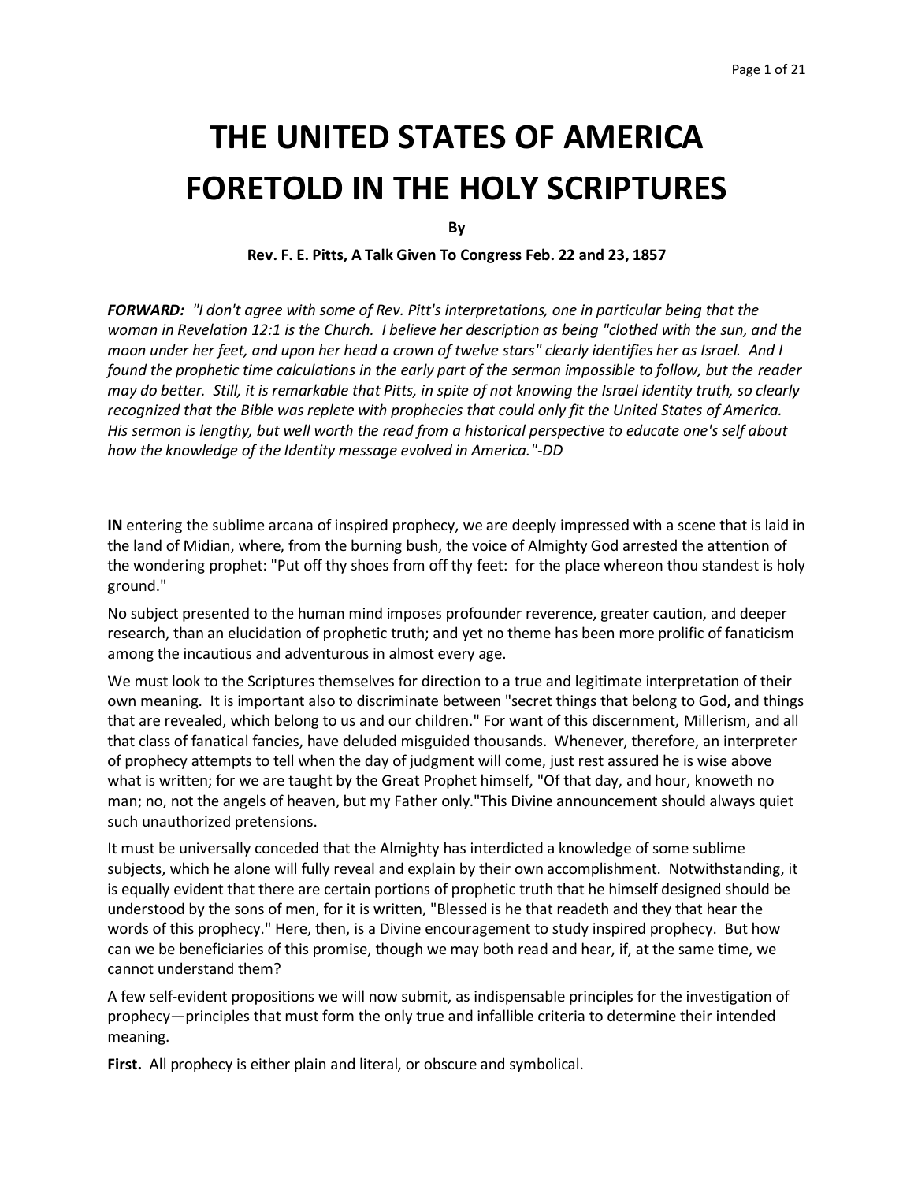# THE UNITED STATES OF AMERICA FORETOLD IN THE HOLY SCRIPTURES

**By**

**Rev. F. E. Pitts, A Talk Given To Congress Feb. 22 and 23, 1857**

***FORWARD:*** *"I don't agree with some of Rev. Pitt's interpretations, one in particular being that the woman in Revelation 12:1 is the Church. I believe her description as being "clothed with the sun, and the moon under her feet, and upon her head a crown of twelve stars" clearly identifies her as Israel. And I found the prophetic time calculations in the early part of the sermon impossible to follow, but the reader may do better. Still, it is remarkable that Pitts, in spite of not knowing the Israel identity truth, so clearly recognized that the Bible was replete with prophecies that could only fit the United States of America. His sermon is lengthy, but well worth the read from a historical perspective to educate one's self about how the knowledge of the Identity message evolved in America."-DD*

**IN** entering the sublime arcana of inspired prophecy, we are deeply impressed with a scene that is laid in the land of Midian, where, from the burning bush, the voice of Almighty God arrested the attention of the wondering prophet: "Put off thy shoes from off thy feet: for the place whereon thou standest is holy ground."

No subject presented to the human mind imposes profounder reverence, greater caution, and deeper research, than an elucidation of prophetic truth; and yet no theme has been more prolific of fanaticism among the incautious and adventurous in almost every age.

We must look to the Scriptures themselves for direction to a true and legitimate interpretation of their own meaning. It is important also to discriminate between "secret things that belong to God, and things that are revealed, which belong to us and our children." For want of this discernment, Millerism, and all that class of fanatical fancies, have deluded misguided thousands. Whenever, therefore, an interpreter of prophecy attempts to tell when the day of judgment will come, just rest assured he is wise above what is written; for we are taught by the Great Prophet himself, "Of that day, and hour, knoweth no man; no, not the angels of heaven, but my Father only."This Divine announcement should always quiet such unauthorized pretensions.

It must be universally conceded that the Almighty has interdicted a knowledge of some sublime subjects, which he alone will fully reveal and explain by their own accomplishment. Notwithstanding, it is equally evident that there are certain portions of prophetic truth that he himself designed should be understood by the sons of men, for it is written, "Blessed is he that readeth and they that hear the words of this prophecy." Here, then, is a Divine encouragement to study inspired prophecy. But how can we be beneficiaries of this promise, though we may both read and hear, if, at the same time, we cannot understand them?

A few self-evident propositions we will now submit, as indispensable principles for the investigation of prophecy—principles that must form the only true and infallible criteria to determine their intended meaning.

**First.** All prophecy is either plain and literal, or obscure and symbolical.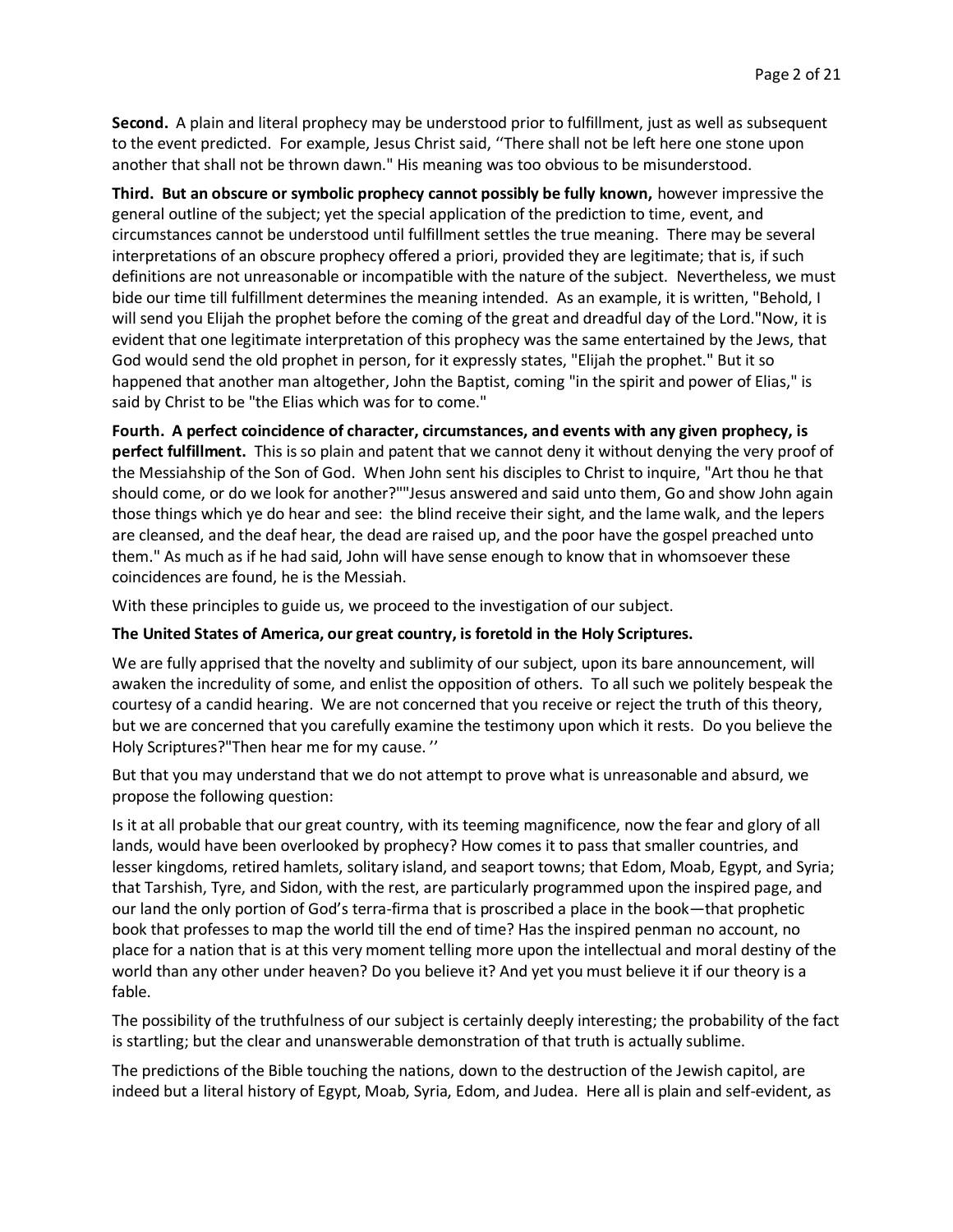**Second.** A plain and literal prophecy may be understood prior to fulfillment, just as well as subsequent to the event predicted. For example, Jesus Christ said, ''There shall not be left here one stone upon another that shall not be thrown dawn." His meaning was too obvious to be misunderstood.

**Third. But an obscure or symbolic prophecy cannot possibly be fully known,** however impressive the general outline of the subject; yet the special application of the prediction to time, event, and circumstances cannot be understood until fulfillment settles the true meaning. There may be several interpretations of an obscure prophecy offered a priori, provided they are legitimate; that is, if such definitions are not unreasonable or incompatible with the nature of the subject. Nevertheless, we must bide our time till fulfillment determines the meaning intended. As an example, it is written, "Behold, I will send you Elijah the prophet before the coming of the great and dreadful day of the Lord."Now, it is evident that one legitimate interpretation of this prophecy was the same entertained by the Jews, that God would send the old prophet in person, for it expressly states, "Elijah the prophet." But it so happened that another man altogether, John the Baptist, coming "in the spirit and power of Elias," is said by Christ to be "the Elias which was for to come."

**Fourth. A perfect coincidence of character, circumstances, and events with any given prophecy, is perfect fulfillment.** This is so plain and patent that we cannot deny it without denying the very proof of the Messiahship of the Son of God. When John sent his disciples to Christ to inquire, "Art thou he that should come, or do we look for another?""Jesus answered and said unto them, Go and show John again those things which ye do hear and see: the blind receive their sight, and the lame walk, and the lepers are cleansed, and the deaf hear, the dead are raised up, and the poor have the gospel preached unto them." As much as if he had said, John will have sense enough to know that in whomsoever these coincidences are found, he is the Messiah.

With these principles to guide us, we proceed to the investigation of our subject.

**The United States of America, our great country, is foretold in the Holy Scriptures.**

We are fully apprised that the novelty and sublimity of our subject, upon its bare announcement, will awaken the incredulity of some, and enlist the opposition of others. To all such we politely bespeak the courtesy of a candid hearing. We are not concerned that you receive or reject the truth of this theory, but we are concerned that you carefully examine the testimony upon which it rests. Do you believe the Holy Scriptures?"Then hear me for my cause. ''

But that you may understand that we do not attempt to prove what is unreasonable and absurd, we propose the following question:

Is it at all probable that our great country, with its teeming magnificence, now the fear and glory of all lands, would have been overlooked by prophecy? How comes it to pass that smaller countries, and lesser kingdoms, retired hamlets, solitary island, and seaport towns; that Edom, Moab, Egypt, and Syria; that Tarshish, Tyre, and Sidon, with the rest, are particularly programmed upon the inspired page, and our land the only portion of God's terra-firma that is proscribed a place in the book—that prophetic book that professes to map the world till the end of time? Has the inspired penman no account, no place for a nation that is at this very moment telling more upon the intellectual and moral destiny of the world than any other under heaven? Do you believe it? And yet you must believe it if our theory is a fable.

The possibility of the truthfulness of our subject is certainly deeply interesting; the probability of the fact is startling; but the clear and unanswerable demonstration of that truth is actually sublime.

The predictions of the Bible touching the nations, down to the destruction of the Jewish capitol, are indeed but a literal history of Egypt, Moab, Syria, Edom, and Judea. Here all is plain and self-evident, as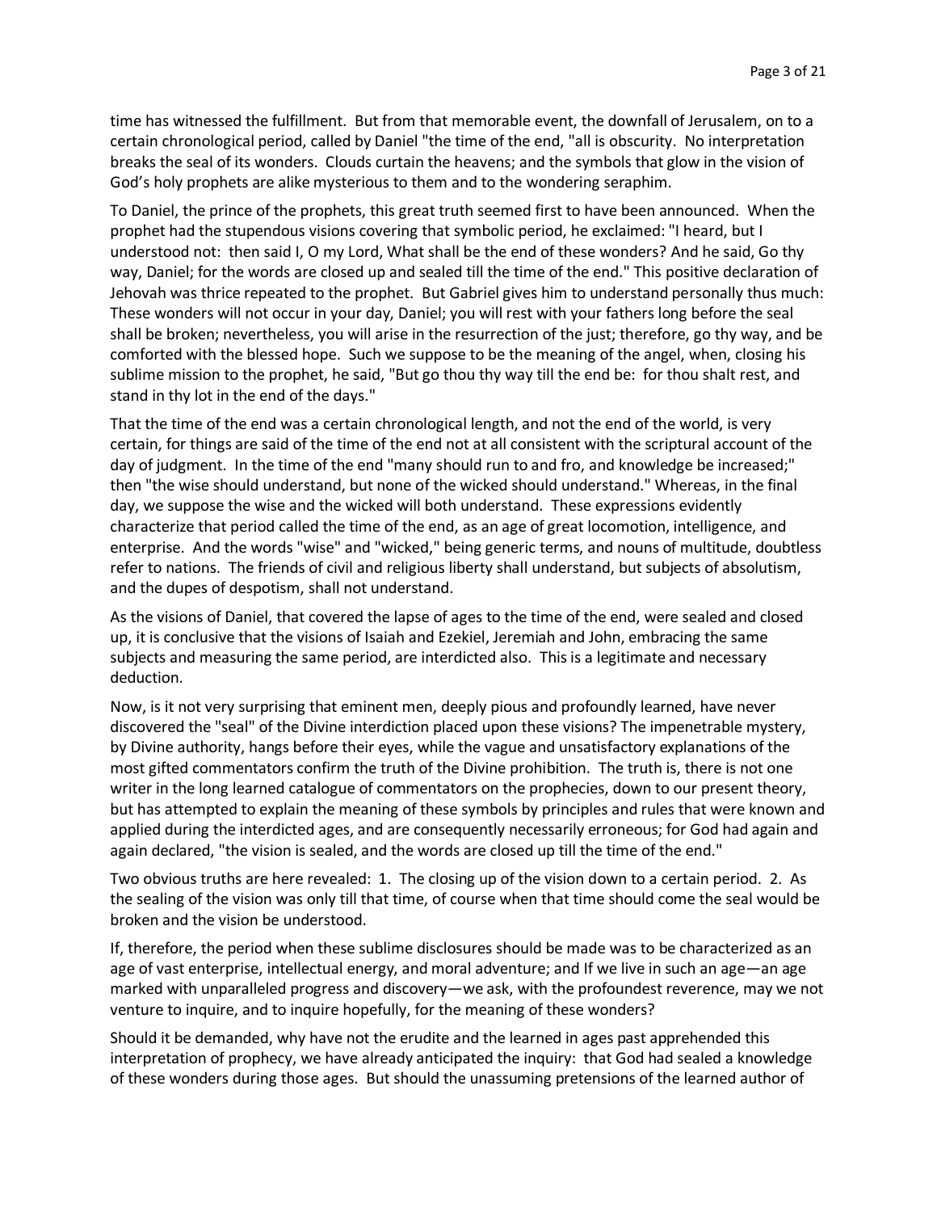time has witnessed the fulfillment. But from that memorable event, the downfall of Jerusalem, on to a certain chronological period, called by Daniel "the time of the end, "all is obscurity. No interpretation breaks the seal of its wonders. Clouds curtain the heavens; and the symbols that glow in the vision of God's holy prophets are alike mysterious to them and to the wondering seraphim.

To Daniel, the prince of the prophets, this great truth seemed first to have been announced. When the prophet had the stupendous visions covering that symbolic period, he exclaimed: "I heard, but I understood not: then said I, O my Lord, What shall be the end of these wonders? And he said, Go thy way, Daniel; for the words are closed up and sealed till the time of the end." This positive declaration of Jehovah was thrice repeated to the prophet. But Gabriel gives him to understand personally thus much: These wonders will not occur in your day, Daniel; you will rest with your fathers long before the seal shall be broken; nevertheless, you will arise in the resurrection of the just; therefore, go thy way, and be comforted with the blessed hope. Such we suppose to be the meaning of the angel, when, closing his sublime mission to the prophet, he said, "But go thou thy way till the end be: for thou shalt rest, and stand in thy lot in the end of the days."

That the time of the end was a certain chronological length, and not the end of the world, is very certain, for things are said of the time of the end not at all consistent with the scriptural account of the day of judgment. In the time of the end "many should run to and fro, and knowledge be increased;" then "the wise should understand, but none of the wicked should understand." Whereas, in the final day, we suppose the wise and the wicked will both understand. These expressions evidently characterize that period called the time of the end, as an age of great locomotion, intelligence, and enterprise. And the words "wise" and "wicked," being generic terms, and nouns of multitude, doubtless refer to nations. The friends of civil and religious liberty shall understand, but subjects of absolutism, and the dupes of despotism, shall not understand.

As the visions of Daniel, that covered the lapse of ages to the time of the end, were sealed and closed up, it is conclusive that the visions of Isaiah and Ezekiel, Jeremiah and John, embracing the same subjects and measuring the same period, are interdicted also. This is a legitimate and necessary deduction.

Now, is it not very surprising that eminent men, deeply pious and profoundly learned, have never discovered the "seal" of the Divine interdiction placed upon these visions? The impenetrable mystery, by Divine authority, hangs before their eyes, while the vague and unsatisfactory explanations of the most gifted commentators confirm the truth of the Divine prohibition. The truth is, there is not one writer in the long learned catalogue of commentators on the prophecies, down to our present theory, but has attempted to explain the meaning of these symbols by principles and rules that were known and applied during the interdicted ages, and are consequently necessarily erroneous; for God had again and again declared, "the vision is sealed, and the words are closed up till the time of the end."

Two obvious truths are here revealed: 1. The closing up of the vision down to a certain period. 2. As the sealing of the vision was only till that time, of course when that time should come the seal would be broken and the vision be understood.

If, therefore, the period when these sublime disclosures should be made was to be characterized as an age of vast enterprise, intellectual energy, and moral adventure; and If we live in such an age—an age marked with unparalleled progress and discovery—we ask, with the profoundest reverence, may we not venture to inquire, and to inquire hopefully, for the meaning of these wonders?

Should it be demanded, why have not the erudite and the learned in ages past apprehended this interpretation of prophecy, we have already anticipated the inquiry: that God had sealed a knowledge of these wonders during those ages. But should the unassuming pretensions of the learned author of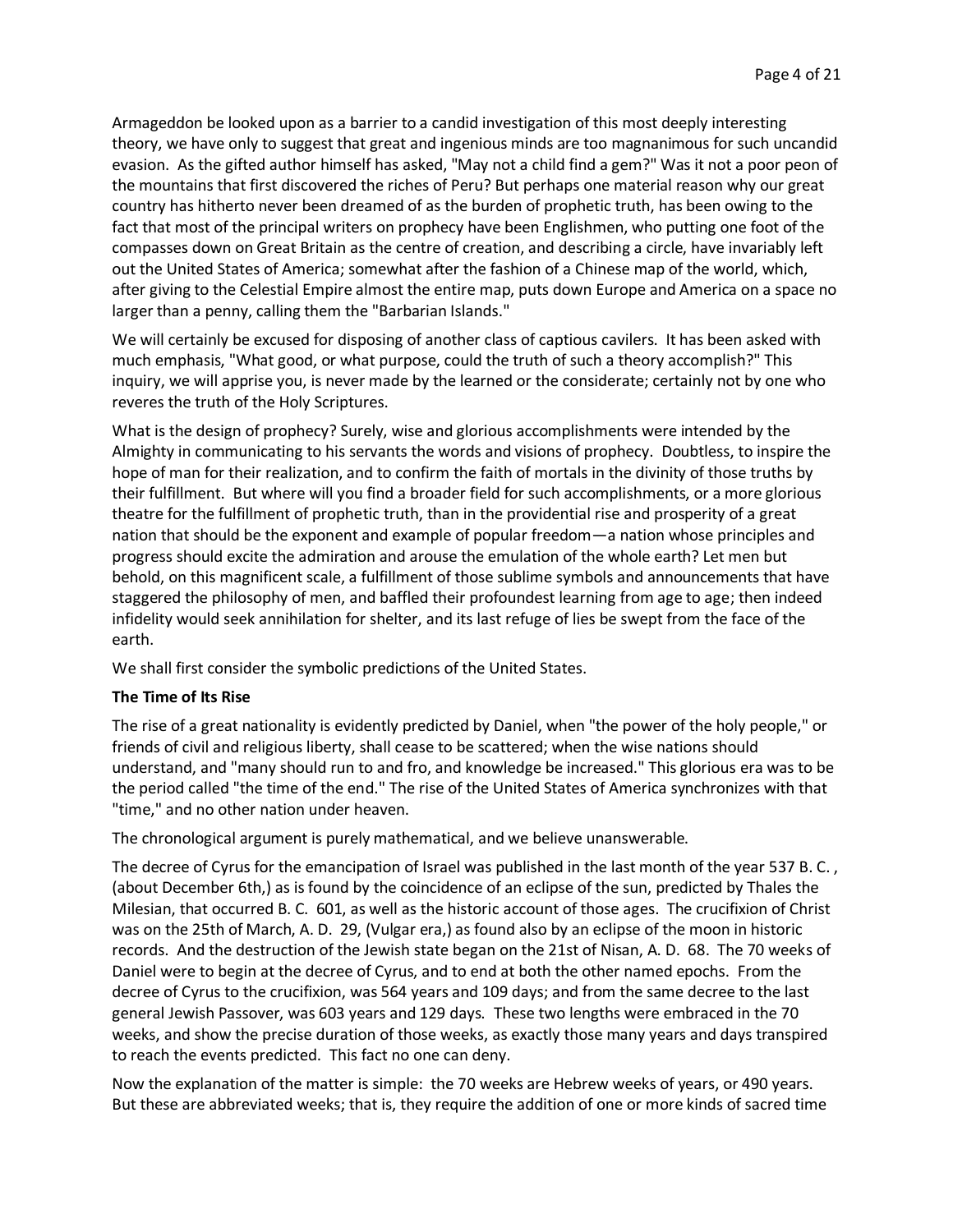Armageddon be looked upon as a barrier to a candid investigation of this most deeply interesting theory, we have only to suggest that great and ingenious minds are too magnanimous for such uncandid evasion. As the gifted author himself has asked, "May not a child find a gem?" Was it not a poor peon of the mountains that first discovered the riches of Peru? But perhaps one material reason why our great country has hitherto never been dreamed of as the burden of prophetic truth, has been owing to the fact that most of the principal writers on prophecy have been Englishmen, who putting one foot of the compasses down on Great Britain as the centre of creation, and describing a circle, have invariably left out the United States of America; somewhat after the fashion of a Chinese map of the world, which, after giving to the Celestial Empire almost the entire map, puts down Europe and America on a space no larger than a penny, calling them the "Barbarian Islands."

We will certainly be excused for disposing of another class of captious cavilers. It has been asked with much emphasis, "What good, or what purpose, could the truth of such a theory accomplish?" This inquiry, we will apprise you, is never made by the learned or the considerate; certainly not by one who reveres the truth of the Holy Scriptures.

What is the design of prophecy? Surely, wise and glorious accomplishments were intended by the Almighty in communicating to his servants the words and visions of prophecy. Doubtless, to inspire the hope of man for their realization, and to confirm the faith of mortals in the divinity of those truths by their fulfillment. But where will you find a broader field for such accomplishments, or a more glorious theatre for the fulfillment of prophetic truth, than in the providential rise and prosperity of a great nation that should be the exponent and example of popular freedom—a nation whose principles and progress should excite the admiration and arouse the emulation of the whole earth? Let men but behold, on this magnificent scale, a fulfillment of those sublime symbols and announcements that have staggered the philosophy of men, and baffled their profoundest learning from age to age; then indeed infidelity would seek annihilation for shelter, and its last refuge of lies be swept from the face of the earth.

We shall first consider the symbolic predictions of the United States.

**The Time of Its Rise**

The rise of a great nationality is evidently predicted by Daniel, when "the power of the holy people," or friends of civil and religious liberty, shall cease to be scattered; when the wise nations should understand, and "many should run to and fro, and knowledge be increased." This glorious era was to be the period called "the time of the end." The rise of the United States of America synchronizes with that "time," and no other nation under heaven.

The chronological argument is purely mathematical, and we believe unanswerable.

The decree of Cyrus for the emancipation of Israel was published in the last month of the year 537 B. C. , (about December 6th,) as is found by the coincidence of an eclipse of the sun, predicted by Thales the Milesian, that occurred B. C. 601, as well as the historic account of those ages. The crucifixion of Christ was on the 25th of March, A. D. 29, (Vulgar era,) as found also by an eclipse of the moon in historic records. And the destruction of the Jewish state began on the 21st of Nisan, A. D. 68. The 70 weeks of Daniel were to begin at the decree of Cyrus, and to end at both the other named epochs. From the decree of Cyrus to the crucifixion, was 564 years and 109 days; and from the same decree to the last general Jewish Passover, was 603 years and 129 days. These two lengths were embraced in the 70 weeks, and show the precise duration of those weeks, as exactly those many years and days transpired to reach the events predicted. This fact no one can deny.

Now the explanation of the matter is simple: the 70 weeks are Hebrew weeks of years, or 490 years. But these are abbreviated weeks; that is, they require the addition of one or more kinds of sacred time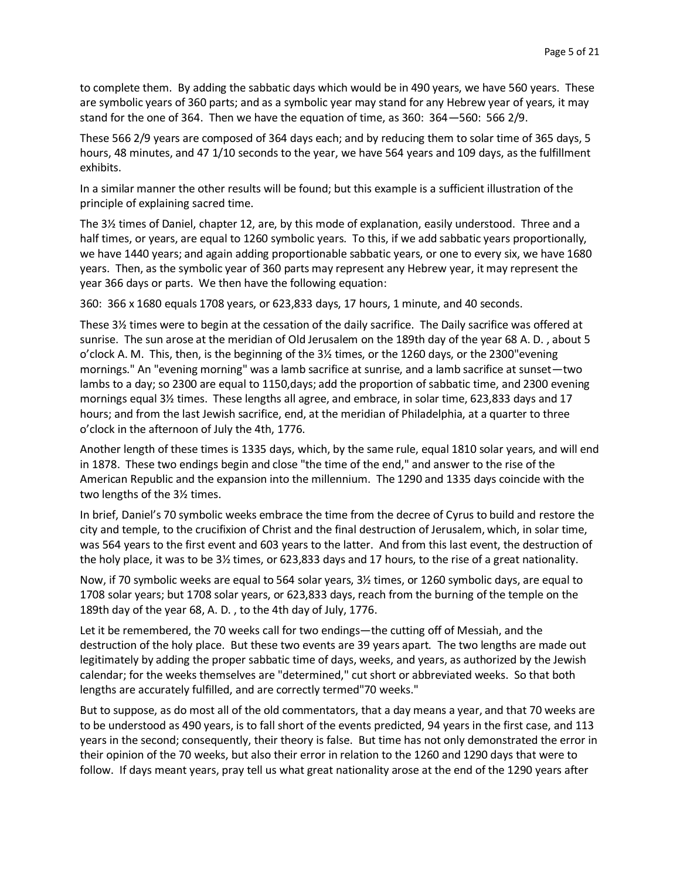to complete them. By adding the sabbatic days which would be in 490 years, we have 560 years. These are symbolic years of 360 parts; and as a symbolic year may stand for any Hebrew year of years, it may stand for the one of 364. Then we have the equation of time, as 360: 364—560: 566 2/9.

These 566 2/9 years are composed of 364 days each; and by reducing them to solar time of 365 days, 5 hours, 48 minutes, and 47 1/10 seconds to the year, we have 564 years and 109 days, as the fulfillment exhibits.

In a similar manner the other results will be found; but this example is a sufficient illustration of the principle of explaining sacred time.

The 3½ times of Daniel, chapter 12, are, by this mode of explanation, easily understood. Three and a half times, or years, are equal to 1260 symbolic years. To this, if we add sabbatic years proportionally, we have 1440 years; and again adding proportionable sabbatic years, or one to every six, we have 1680 years. Then, as the symbolic year of 360 parts may represent any Hebrew year, it may represent the year 366 days or parts. We then have the following equation:

360: 366 x 1680 equals 1708 years, or 623,833 days, 17 hours, 1 minute, and 40 seconds.

These 3½ times were to begin at the cessation of the daily sacrifice. The Daily sacrifice was offered at sunrise. The sun arose at the meridian of Old Jerusalem on the 189th day of the year 68 A. D. , about 5 o'clock A. M. This, then, is the beginning of the 3½ times, or the 1260 days, or the 2300"evening mornings." An "evening morning" was a lamb sacrifice at sunrise, and a lamb sacrifice at sunset—two lambs to a day; so 2300 are equal to 1150,days; add the proportion of sabbatic time, and 2300 evening mornings equal 3½ times. These lengths all agree, and embrace, in solar time, 623,833 days and 17 hours; and from the last Jewish sacrifice, end, at the meridian of Philadelphia, at a quarter to three o'clock in the afternoon of July the 4th, 1776.

Another length of these times is 1335 days, which, by the same rule, equal 1810 solar years, and will end in 1878. These two endings begin and close "the time of the end," and answer to the rise of the American Republic and the expansion into the millennium. The 1290 and 1335 days coincide with the two lengths of the 3½ times.

In brief, Daniel's 70 symbolic weeks embrace the time from the decree of Cyrus to build and restore the city and temple, to the crucifixion of Christ and the final destruction of Jerusalem, which, in solar time, was 564 years to the first event and 603 years to the latter. And from this last event, the destruction of the holy place, it was to be 3½ times, or 623,833 days and 17 hours, to the rise of a great nationality.

Now, if 70 symbolic weeks are equal to 564 solar years, 3½ times, or 1260 symbolic days, are equal to 1708 solar years; but 1708 solar years, or 623,833 days, reach from the burning of the temple on the 189th day of the year 68, A. D. , to the 4th day of July, 1776.

Let it be remembered, the 70 weeks call for two endings—the cutting off of Messiah, and the destruction of the holy place. But these two events are 39 years apart. The two lengths are made out legitimately by adding the proper sabbatic time of days, weeks, and years, as authorized by the Jewish calendar; for the weeks themselves are "determined," cut short or abbreviated weeks. So that both lengths are accurately fulfilled, and are correctly termed"70 weeks."

But to suppose, as do most all of the old commentators, that a day means a year, and that 70 weeks are to be understood as 490 years, is to fall short of the events predicted, 94 years in the first case, and 113 years in the second; consequently, their theory is false. But time has not only demonstrated the error in their opinion of the 70 weeks, but also their error in relation to the 1260 and 1290 days that were to follow. If days meant years, pray tell us what great nationality arose at the end of the 1290 years after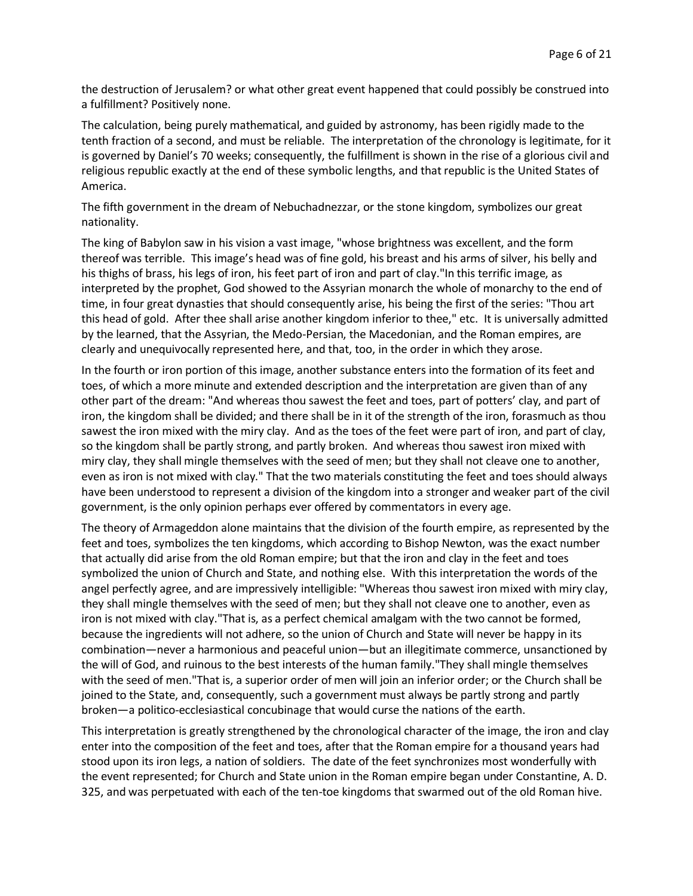the destruction of Jerusalem? or what other great event happened that could possibly be construed into a fulfillment? Positively none.

The calculation, being purely mathematical, and guided by astronomy, has been rigidly made to the tenth fraction of a second, and must be reliable. The interpretation of the chronology is legitimate, for it is governed by Daniel's 70 weeks; consequently, the fulfillment is shown in the rise of a glorious civil and religious republic exactly at the end of these symbolic lengths, and that republic is the United States of America.

The fifth government in the dream of Nebuchadnezzar, or the stone kingdom, symbolizes our great nationality.

The king of Babylon saw in his vision a vast image, "whose brightness was excellent, and the form thereof was terrible. This image's head was of fine gold, his breast and his arms of silver, his belly and his thighs of brass, his legs of iron, his feet part of iron and part of clay."In this terrific image, as interpreted by the prophet, God showed to the Assyrian monarch the whole of monarchy to the end of time, in four great dynasties that should consequently arise, his being the first of the series: "Thou art this head of gold. After thee shall arise another kingdom inferior to thee," etc. It is universally admitted by the learned, that the Assyrian, the Medo-Persian, the Macedonian, and the Roman empires, are clearly and unequivocally represented here, and that, too, in the order in which they arose.

In the fourth or iron portion of this image, another substance enters into the formation of its feet and toes, of which a more minute and extended description and the interpretation are given than of any other part of the dream: "And whereas thou sawest the feet and toes, part of potters' clay, and part of iron, the kingdom shall be divided; and there shall be in it of the strength of the iron, forasmuch as thou sawest the iron mixed with the miry clay. And as the toes of the feet were part of iron, and part of clay, so the kingdom shall be partly strong, and partly broken. And whereas thou sawest iron mixed with miry clay, they shall mingle themselves with the seed of men; but they shall not cleave one to another, even as iron is not mixed with clay." That the two materials constituting the feet and toes should always have been understood to represent a division of the kingdom into a stronger and weaker part of the civil government, is the only opinion perhaps ever offered by commentators in every age.

The theory of Armageddon alone maintains that the division of the fourth empire, as represented by the feet and toes, symbolizes the ten kingdoms, which according to Bishop Newton, was the exact number that actually did arise from the old Roman empire; but that the iron and clay in the feet and toes symbolized the union of Church and State, and nothing else. With this interpretation the words of the angel perfectly agree, and are impressively intelligible: "Whereas thou sawest iron mixed with miry clay, they shall mingle themselves with the seed of men; but they shall not cleave one to another, even as iron is not mixed with clay."That is, as a perfect chemical amalgam with the two cannot be formed, because the ingredients will not adhere, so the union of Church and State will never be happy in its combination—never a harmonious and peaceful union—but an illegitimate commerce, unsanctioned by the will of God, and ruinous to the best interests of the human family."They shall mingle themselves with the seed of men."That is, a superior order of men will join an inferior order; or the Church shall be joined to the State, and, consequently, such a government must always be partly strong and partly broken—a politico-ecclesiastical concubinage that would curse the nations of the earth.

This interpretation is greatly strengthened by the chronological character of the image, the iron and clay enter into the composition of the feet and toes, after that the Roman empire for a thousand years had stood upon its iron legs, a nation of soldiers. The date of the feet synchronizes most wonderfully with the event represented; for Church and State union in the Roman empire began under Constantine, A. D. 325, and was perpetuated with each of the ten-toe kingdoms that swarmed out of the old Roman hive.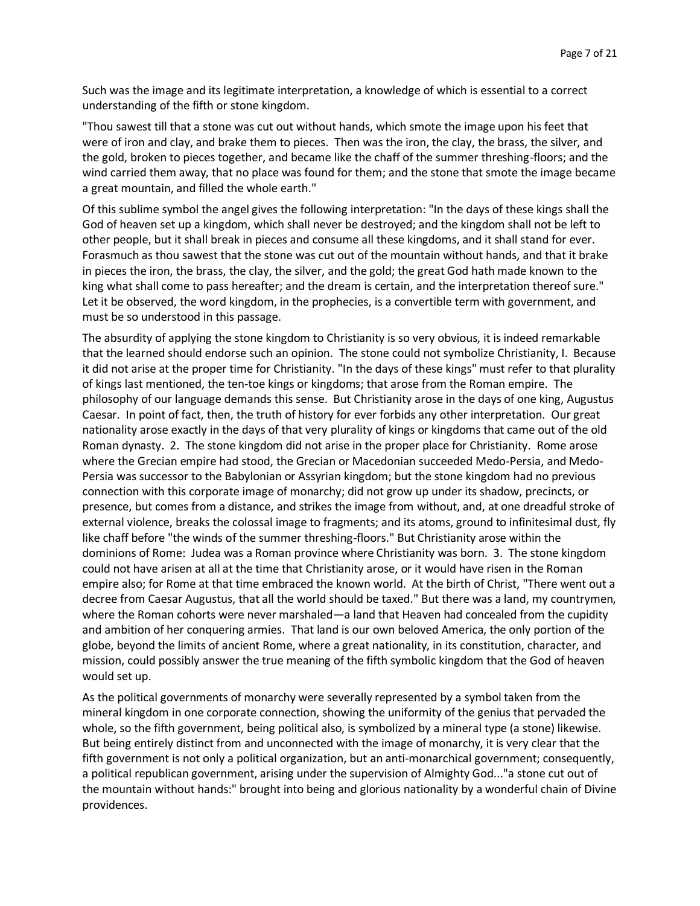Such was the image and its legitimate interpretation, a knowledge of which is essential to a correct understanding of the fifth or stone kingdom.

"Thou sawest till that a stone was cut out without hands, which smote the image upon his feet that were of iron and clay, and brake them to pieces. Then was the iron, the clay, the brass, the silver, and the gold, broken to pieces together, and became like the chaff of the summer threshing-floors; and the wind carried them away, that no place was found for them; and the stone that smote the image became a great mountain, and filled the whole earth."

Of this sublime symbol the angel gives the following interpretation: "In the days of these kings shall the God of heaven set up a kingdom, which shall never be destroyed; and the kingdom shall not be left to other people, but it shall break in pieces and consume all these kingdoms, and it shall stand for ever. Forasmuch as thou sawest that the stone was cut out of the mountain without hands, and that it brake in pieces the iron, the brass, the clay, the silver, and the gold; the great God hath made known to the king what shall come to pass hereafter; and the dream is certain, and the interpretation thereof sure." Let it be observed, the word kingdom, in the prophecies, is a convertible term with government, and must be so understood in this passage.

The absurdity of applying the stone kingdom to Christianity is so very obvious, it is indeed remarkable that the learned should endorse such an opinion. The stone could not symbolize Christianity, I. Because it did not arise at the proper time for Christianity. "In the days of these kings" must refer to that plurality of kings last mentioned, the ten-toe kings or kingdoms; that arose from the Roman empire. The philosophy of our language demands this sense. But Christianity arose in the days of one king, Augustus Caesar. In point of fact, then, the truth of history for ever forbids any other interpretation. Our great nationality arose exactly in the days of that very plurality of kings or kingdoms that came out of the old Roman dynasty. 2. The stone kingdom did not arise in the proper place for Christianity. Rome arose where the Grecian empire had stood, the Grecian or Macedonian succeeded Medo-Persia, and Medo-Persia was successor to the Babylonian or Assyrian kingdom; but the stone kingdom had no previous connection with this corporate image of monarchy; did not grow up under its shadow, precincts, or presence, but comes from a distance, and strikes the image from without, and, at one dreadful stroke of external violence, breaks the colossal image to fragments; and its atoms, ground to infinitesimal dust, fly like chaff before "the winds of the summer threshing-floors." But Christianity arose within the dominions of Rome: Judea was a Roman province where Christianity was born. 3. The stone kingdom could not have arisen at all at the time that Christianity arose, or it would have risen in the Roman empire also; for Rome at that time embraced the known world. At the birth of Christ, "There went out a decree from Caesar Augustus, that all the world should be taxed." But there was a land, my countrymen, where the Roman cohorts were never marshaled—a land that Heaven had concealed from the cupidity and ambition of her conquering armies. That land is our own beloved America, the only portion of the globe, beyond the limits of ancient Rome, where a great nationality, in its constitution, character, and mission, could possibly answer the true meaning of the fifth symbolic kingdom that the God of heaven would set up.

As the political governments of monarchy were severally represented by a symbol taken from the mineral kingdom in one corporate connection, showing the uniformity of the genius that pervaded the whole, so the fifth government, being political also, is symbolized by a mineral type (a stone) likewise. But being entirely distinct from and unconnected with the image of monarchy, it is very clear that the fifth government is not only a political organization, but an anti-monarchical government; consequently, a political republican government, arising under the supervision of Almighty God..."a stone cut out of the mountain without hands:" brought into being and glorious nationality by a wonderful chain of Divine providences.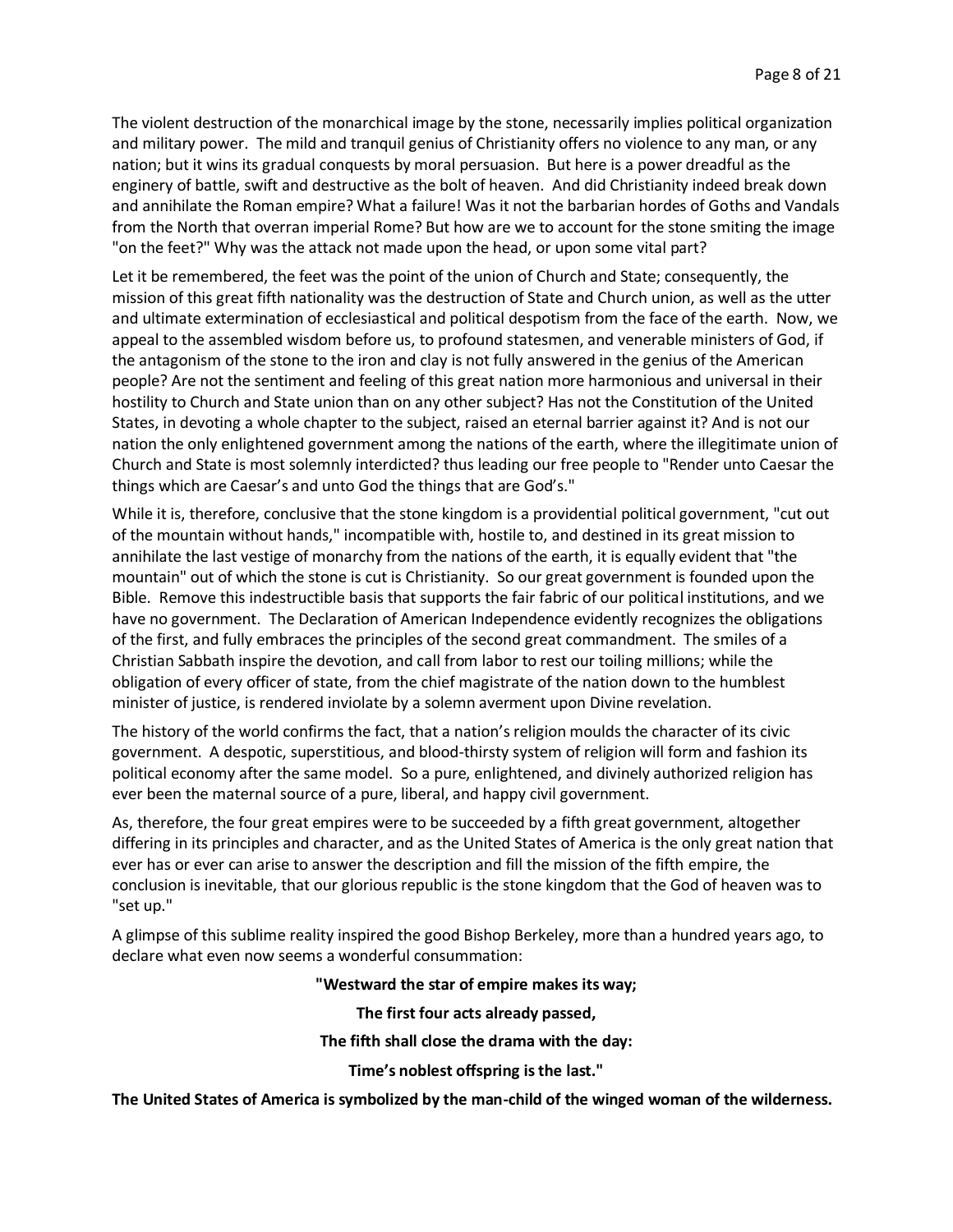The violent destruction of the monarchical image by the stone, necessarily implies political organization and military power. The mild and tranquil genius of Christianity offers no violence to any man, or any nation; but it wins its gradual conquests by moral persuasion. But here is a power dreadful as the enginery of battle, swift and destructive as the bolt of heaven. And did Christianity indeed break down and annihilate the Roman empire? What a failure! Was it not the barbarian hordes of Goths and Vandals from the North that overran imperial Rome? But how are we to account for the stone smiting the image "on the feet?" Why was the attack not made upon the head, or upon some vital part?

Let it be remembered, the feet was the point of the union of Church and State; consequently, the mission of this great fifth nationality was the destruction of State and Church union, as well as the utter and ultimate extermination of ecclesiastical and political despotism from the face of the earth. Now, we appeal to the assembled wisdom before us, to profound statesmen, and venerable ministers of God, if the antagonism of the stone to the iron and clay is not fully answered in the genius of the American people? Are not the sentiment and feeling of this great nation more harmonious and universal in their hostility to Church and State union than on any other subject? Has not the Constitution of the United States, in devoting a whole chapter to the subject, raised an eternal barrier against it? And is not our nation the only enlightened government among the nations of the earth, where the illegitimate union of Church and State is most solemnly interdicted? thus leading our free people to "Render unto Caesar the things which are Caesar's and unto God the things that are God's."

While it is, therefore, conclusive that the stone kingdom is a providential political government, "cut out of the mountain without hands," incompatible with, hostile to, and destined in its great mission to annihilate the last vestige of monarchy from the nations of the earth, it is equally evident that "the mountain" out of which the stone is cut is Christianity. So our great government is founded upon the Bible. Remove this indestructible basis that supports the fair fabric of our political institutions, and we have no government. The Declaration of American Independence evidently recognizes the obligations of the first, and fully embraces the principles of the second great commandment. The smiles of a Christian Sabbath inspire the devotion, and call from labor to rest our toiling millions; while the obligation of every officer of state, from the chief magistrate of the nation down to the humblest minister of justice, is rendered inviolate by a solemn averment upon Divine revelation.

The history of the world confirms the fact, that a nation's religion moulds the character of its civic government. A despotic, superstitious, and blood-thirsty system of religion will form and fashion its political economy after the same model. So a pure, enlightened, and divinely authorized religion has ever been the maternal source of a pure, liberal, and happy civil government.

As, therefore, the four great empires were to be succeeded by a fifth great government, altogether differing in its principles and character, and as the United States of America is the only great nation that ever has or ever can arise to answer the description and fill the mission of the fifth empire, the conclusion is inevitable, that our glorious republic is the stone kingdom that the God of heaven was to "set up."

A glimpse of this sublime reality inspired the good Bishop Berkeley, more than a hundred years ago, to declare what even now seems a wonderful consummation:

**"Westward the star of empire makes its way;**

**The first four acts already passed,**

**The fifth shall close the drama with the day:**

**Time's noblest offspring is the last."**

**The United States of America is symbolized by the man-child of the winged woman of the wilderness.**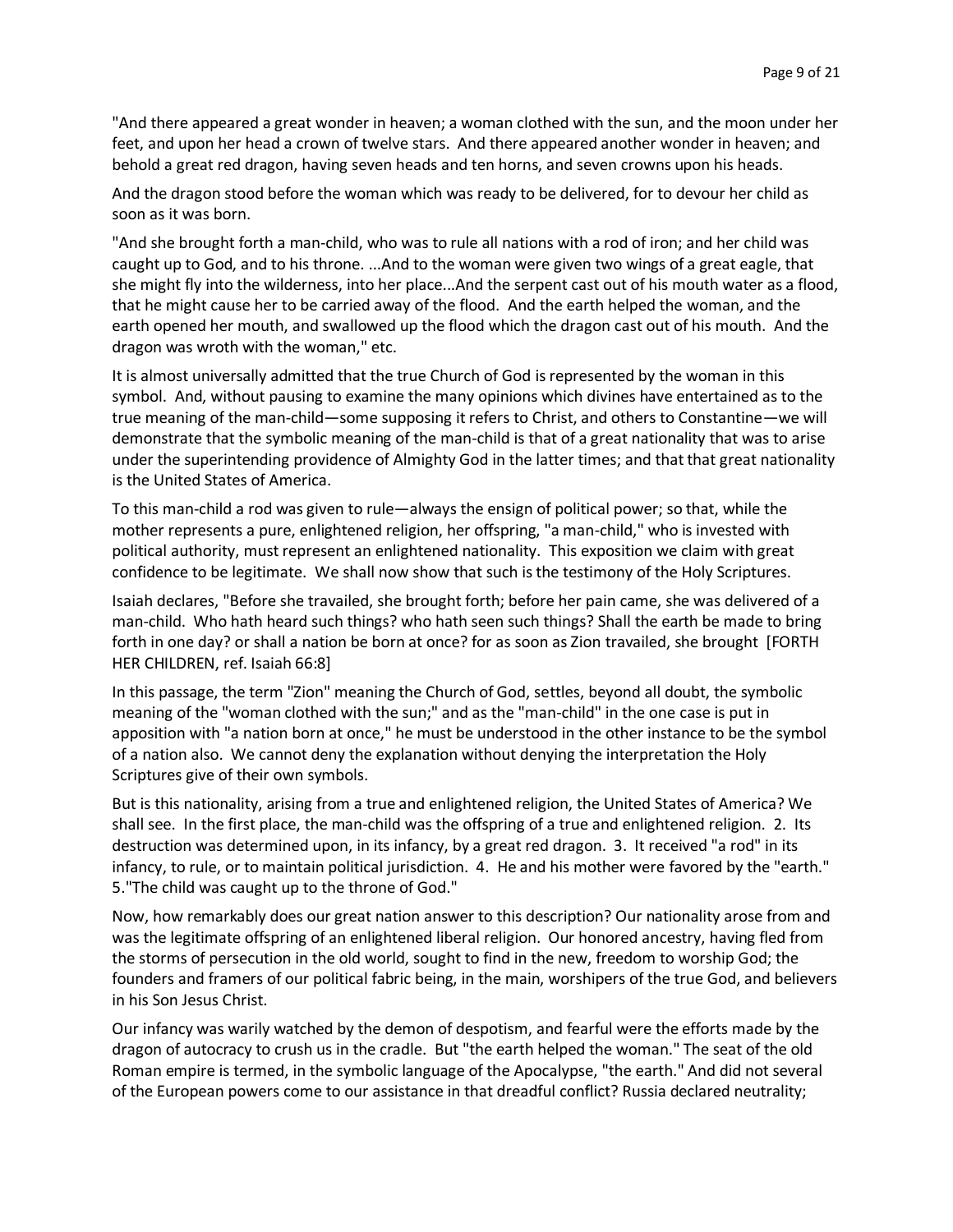"And there appeared a great wonder in heaven; a woman clothed with the sun, and the moon under her feet, and upon her head a crown of twelve stars. And there appeared another wonder in heaven; and behold a great red dragon, having seven heads and ten horns, and seven crowns upon his heads.

And the dragon stood before the woman which was ready to be delivered, for to devour her child as soon as it was born.

"And she brought forth a man-child, who was to rule all nations with a rod of iron; and her child was caught up to God, and to his throne. ...And to the woman were given two wings of a great eagle, that she might fly into the wilderness, into her place...And the serpent cast out of his mouth water as a flood, that he might cause her to be carried away of the flood. And the earth helped the woman, and the earth opened her mouth, and swallowed up the flood which the dragon cast out of his mouth. And the dragon was wroth with the woman," etc.

It is almost universally admitted that the true Church of God is represented by the woman in this symbol. And, without pausing to examine the many opinions which divines have entertained as to the true meaning of the man-child—some supposing it refers to Christ, and others to Constantine—we will demonstrate that the symbolic meaning of the man-child is that of a great nationality that was to arise under the superintending providence of Almighty God in the latter times; and that that great nationality is the United States of America.

To this man-child a rod was given to rule—always the ensign of political power; so that, while the mother represents a pure, enlightened religion, her offspring, "a man-child," who is invested with political authority, must represent an enlightened nationality. This exposition we claim with great confidence to be legitimate. We shall now show that such is the testimony of the Holy Scriptures.

Isaiah declares, "Before she travailed, she brought forth; before her pain came, she was delivered of a man-child. Who hath heard such things? who hath seen such things? Shall the earth be made to bring forth in one day? or shall a nation be born at once? for as soon as Zion travailed, she brought [FORTH HER CHILDREN, ref. Isaiah 66:8]

In this passage, the term "Zion" meaning the Church of God, settles, beyond all doubt, the symbolic meaning of the "woman clothed with the sun;" and as the "man-child" in the one case is put in apposition with "a nation born at once," he must be understood in the other instance to be the symbol of a nation also. We cannot deny the explanation without denying the interpretation the Holy Scriptures give of their own symbols.

But is this nationality, arising from a true and enlightened religion, the United States of America? We shall see. In the first place, the man-child was the offspring of a true and enlightened religion. 2. Its destruction was determined upon, in its infancy, by a great red dragon. 3. It received "a rod" in its infancy, to rule, or to maintain political jurisdiction. 4. He and his mother were favored by the "earth." 5."The child was caught up to the throne of God."

Now, how remarkably does our great nation answer to this description? Our nationality arose from and was the legitimate offspring of an enlightened liberal religion. Our honored ancestry, having fled from the storms of persecution in the old world, sought to find in the new, freedom to worship God; the founders and framers of our political fabric being, in the main, worshipers of the true God, and believers in his Son Jesus Christ.

Our infancy was warily watched by the demon of despotism, and fearful were the efforts made by the dragon of autocracy to crush us in the cradle. But "the earth helped the woman." The seat of the old Roman empire is termed, in the symbolic language of the Apocalypse, "the earth." And did not several of the European powers come to our assistance in that dreadful conflict? Russia declared neutrality;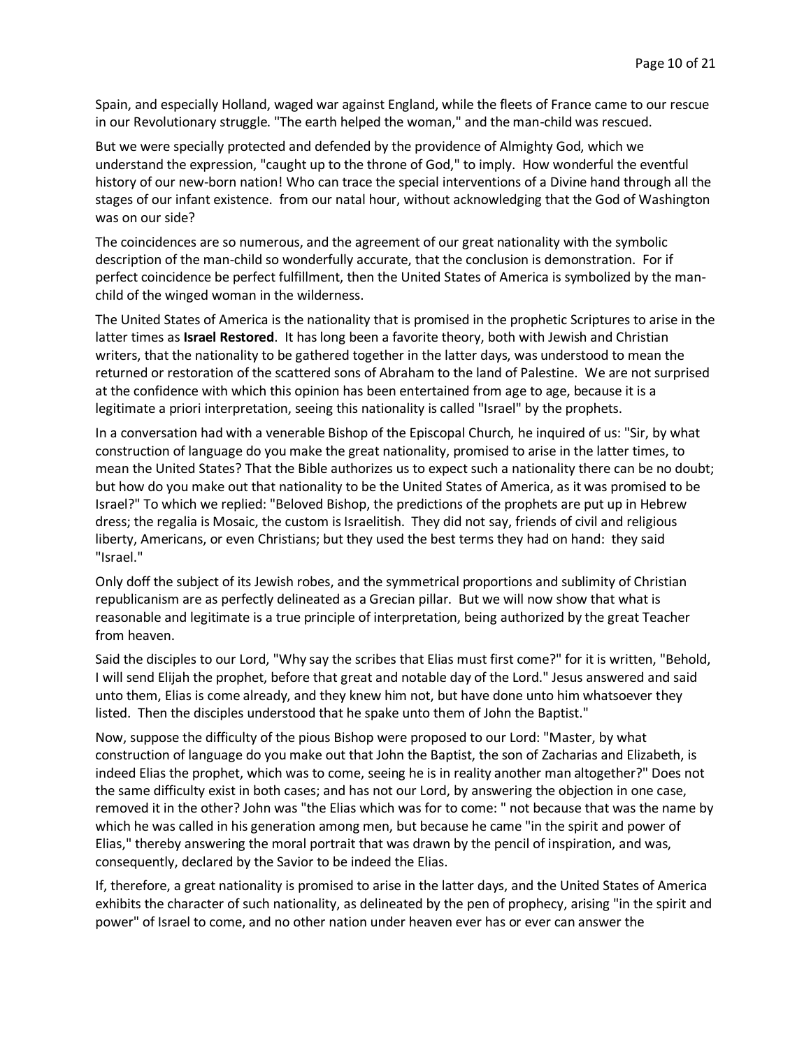Spain, and especially Holland, waged war against England, while the fleets of France came to our rescue in our Revolutionary struggle. "The earth helped the woman," and the man-child was rescued.

But we were specially protected and defended by the providence of Almighty God, which we understand the expression, "caught up to the throne of God," to imply. How wonderful the eventful history of our new-born nation! Who can trace the special interventions of a Divine hand through all the stages of our infant existence. from our natal hour, without acknowledging that the God of Washington was on our side?

The coincidences are so numerous, and the agreement of our great nationality with the symbolic description of the man-child so wonderfully accurate, that the conclusion is demonstration. For if perfect coincidence be perfect fulfillment, then the United States of America is symbolized by the man-child of the winged woman in the wilderness.

The United States of America is the nationality that is promised in the prophetic Scriptures to arise in the latter times as **Israel Restored**. It has long been a favorite theory, both with Jewish and Christian writers, that the nationality to be gathered together in the latter days, was understood to mean the returned or restoration of the scattered sons of Abraham to the land of Palestine. We are not surprised at the confidence with which this opinion has been entertained from age to age, because it is a legitimate a priori interpretation, seeing this nationality is called "Israel" by the prophets.

In a conversation had with a venerable Bishop of the Episcopal Church, he inquired of us: "Sir, by what construction of language do you make the great nationality, promised to arise in the latter times, to mean the United States? That the Bible authorizes us to expect such a nationality there can be no doubt; but how do you make out that nationality to be the United States of America, as it was promised to be Israel?" To which we replied: "Beloved Bishop, the predictions of the prophets are put up in Hebrew dress; the regalia is Mosaic, the custom is Israelitish. They did not say, friends of civil and religious liberty, Americans, or even Christians; but they used the best terms they had on hand: they said "Israel."

Only doff the subject of its Jewish robes, and the symmetrical proportions and sublimity of Christian republicanism are as perfectly delineated as a Grecian pillar. But we will now show that what is reasonable and legitimate is a true principle of interpretation, being authorized by the great Teacher from heaven.

Said the disciples to our Lord, "Why say the scribes that Elias must first come?" for it is written, "Behold, I will send Elijah the prophet, before that great and notable day of the Lord." Jesus answered and said unto them, Elias is come already, and they knew him not, but have done unto him whatsoever they listed. Then the disciples understood that he spake unto them of John the Baptist."

Now, suppose the difficulty of the pious Bishop were proposed to our Lord: "Master, by what construction of language do you make out that John the Baptist, the son of Zacharias and Elizabeth, is indeed Elias the prophet, which was to come, seeing he is in reality another man altogether?" Does not the same difficulty exist in both cases; and has not our Lord, by answering the objection in one case, removed it in the other? John was "the Elias which was for to come: " not because that was the name by which he was called in his generation among men, but because he came "in the spirit and power of Elias," thereby answering the moral portrait that was drawn by the pencil of inspiration, and was, consequently, declared by the Savior to be indeed the Elias.

If, therefore, a great nationality is promised to arise in the latter days, and the United States of America exhibits the character of such nationality, as delineated by the pen of prophecy, arising "in the spirit and power" of Israel to come, and no other nation under heaven ever has or ever can answer the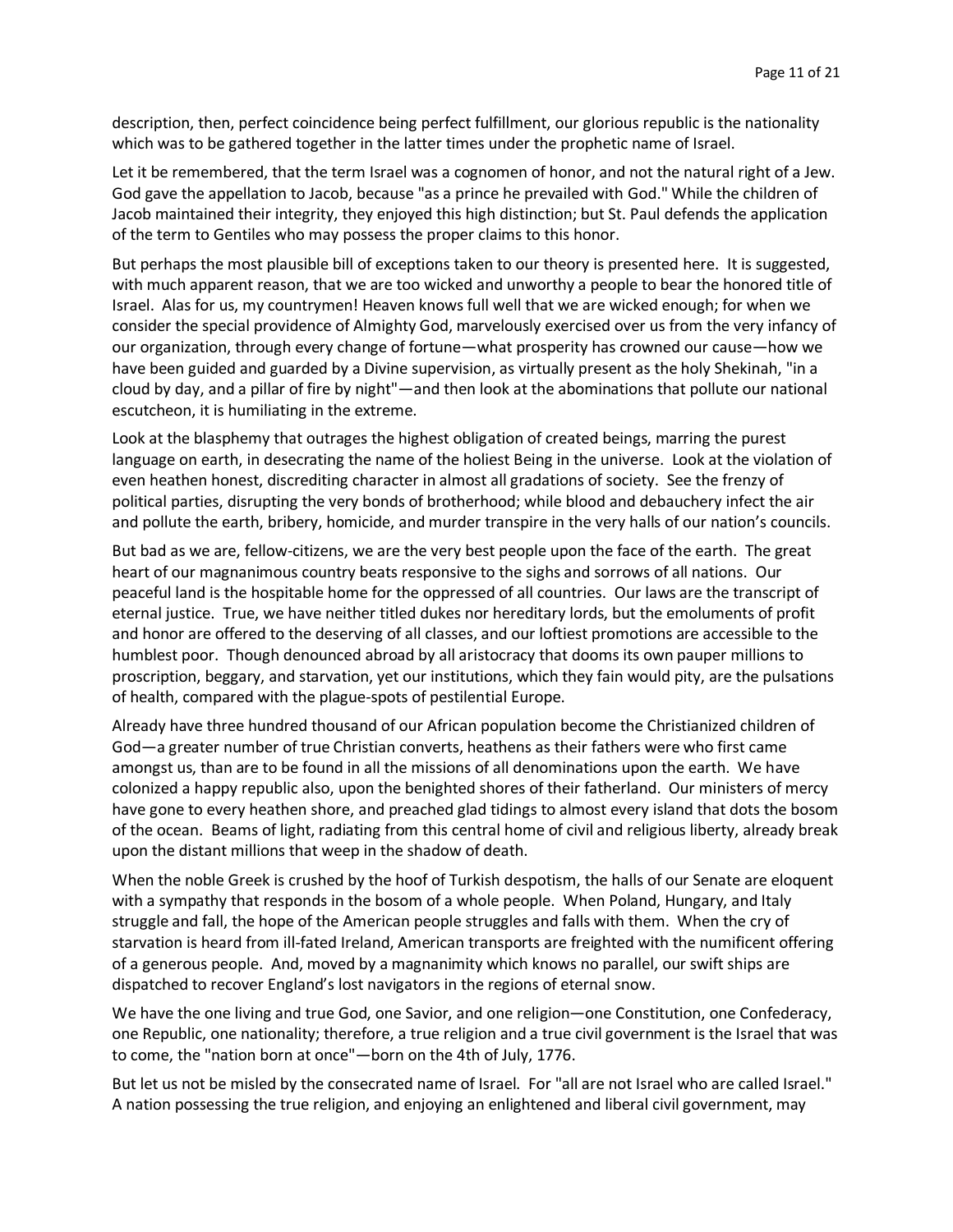description, then, perfect coincidence being perfect fulfillment, our glorious republic is the nationality which was to be gathered together in the latter times under the prophetic name of Israel.

Let it be remembered, that the term Israel was a cognomen of honor, and not the natural right of a Jew. God gave the appellation to Jacob, because "as a prince he prevailed with God." While the children of Jacob maintained their integrity, they enjoyed this high distinction; but St. Paul defends the application of the term to Gentiles who may possess the proper claims to this honor.

But perhaps the most plausible bill of exceptions taken to our theory is presented here. It is suggested, with much apparent reason, that we are too wicked and unworthy a people to bear the honored title of Israel. Alas for us, my countrymen! Heaven knows full well that we are wicked enough; for when we consider the special providence of Almighty God, marvelously exercised over us from the very infancy of our organization, through every change of fortune—what prosperity has crowned our cause—how we have been guided and guarded by a Divine supervision, as virtually present as the holy Shekinah, "in a cloud by day, and a pillar of fire by night"—and then look at the abominations that pollute our national escutcheon, it is humiliating in the extreme.

Look at the blasphemy that outrages the highest obligation of created beings, marring the purest language on earth, in desecrating the name of the holiest Being in the universe. Look at the violation of even heathen honest, discrediting character in almost all gradations of society. See the frenzy of political parties, disrupting the very bonds of brotherhood; while blood and debauchery infect the air and pollute the earth, bribery, homicide, and murder transpire in the very halls of our nation's councils.

But bad as we are, fellow-citizens, we are the very best people upon the face of the earth. The great heart of our magnanimous country beats responsive to the sighs and sorrows of all nations. Our peaceful land is the hospitable home for the oppressed of all countries. Our laws are the transcript of eternal justice. True, we have neither titled dukes nor hereditary lords, but the emoluments of profit and honor are offered to the deserving of all classes, and our loftiest promotions are accessible to the humblest poor. Though denounced abroad by all aristocracy that dooms its own pauper millions to proscription, beggary, and starvation, yet our institutions, which they fain would pity, are the pulsations of health, compared with the plague-spots of pestilential Europe.

Already have three hundred thousand of our African population become the Christianized children of God—a greater number of true Christian converts, heathens as their fathers were who first came amongst us, than are to be found in all the missions of all denominations upon the earth. We have colonized a happy republic also, upon the benighted shores of their fatherland. Our ministers of mercy have gone to every heathen shore, and preached glad tidings to almost every island that dots the bosom of the ocean. Beams of light, radiating from this central home of civil and religious liberty, already break upon the distant millions that weep in the shadow of death.

When the noble Greek is crushed by the hoof of Turkish despotism, the halls of our Senate are eloquent with a sympathy that responds in the bosom of a whole people. When Poland, Hungary, and Italy struggle and fall, the hope of the American people struggles and falls with them. When the cry of starvation is heard from ill-fated Ireland, American transports are freighted with the numificent offering of a generous people. And, moved by a magnanimity which knows no parallel, our swift ships are dispatched to recover England's lost navigators in the regions of eternal snow.

We have the one living and true God, one Savior, and one religion—one Constitution, one Confederacy, one Republic, one nationality; therefore, a true religion and a true civil government is the Israel that was to come, the "nation born at once"—born on the 4th of July, 1776.

But let us not be misled by the consecrated name of Israel. For "all are not Israel who are called Israel." A nation possessing the true religion, and enjoying an enlightened and liberal civil government, may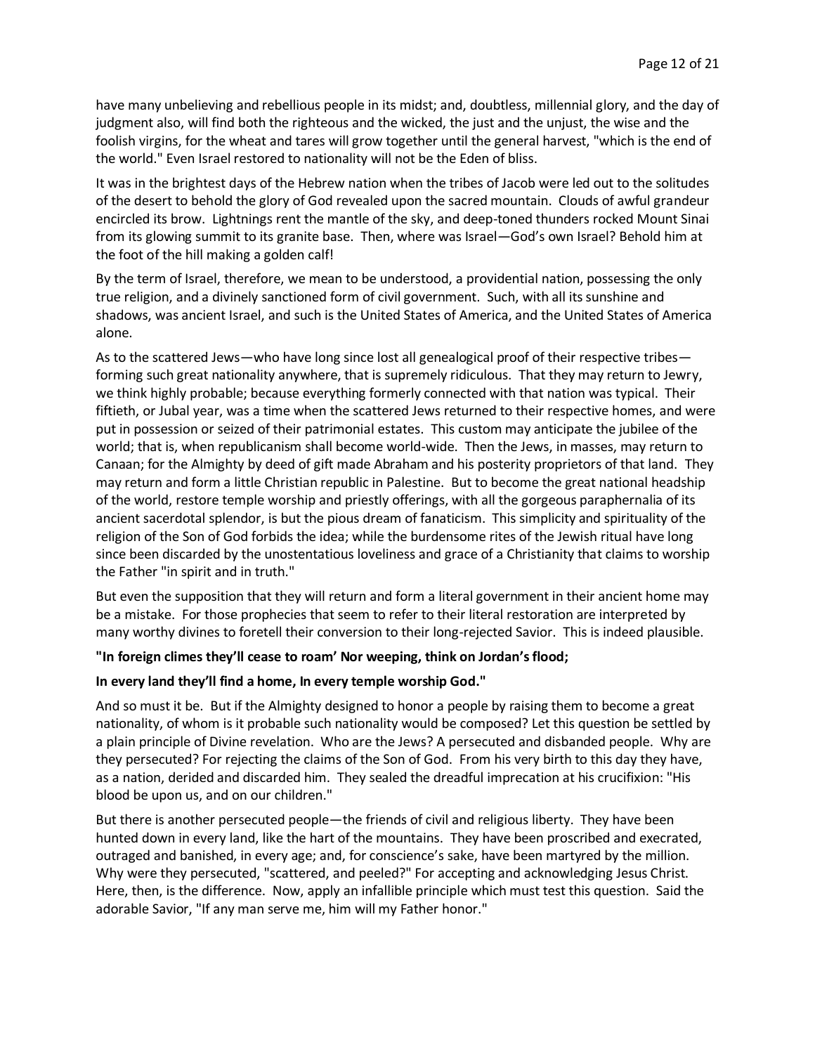have many unbelieving and rebellious people in its midst; and, doubtless, millennial glory, and the day of judgment also, will find both the righteous and the wicked, the just and the unjust, the wise and the foolish virgins, for the wheat and tares will grow together until the general harvest, "which is the end of the world." Even Israel restored to nationality will not be the Eden of bliss.

It was in the brightest days of the Hebrew nation when the tribes of Jacob were led out to the solitudes of the desert to behold the glory of God revealed upon the sacred mountain. Clouds of awful grandeur encircled its brow. Lightnings rent the mantle of the sky, and deep-toned thunders rocked Mount Sinai from its glowing summit to its granite base. Then, where was Israel—God's own Israel? Behold him at the foot of the hill making a golden calf!

By the term of Israel, therefore, we mean to be understood, a providential nation, possessing the only true religion, and a divinely sanctioned form of civil government. Such, with all its sunshine and shadows, was ancient Israel, and such is the United States of America, and the United States of America alone.

As to the scattered Jews—who have long since lost all genealogical proof of their respective tribes—forming such great nationality anywhere, that is supremely ridiculous. That they may return to Jewry, we think highly probable; because everything formerly connected with that nation was typical. Their fiftieth, or Jubal year, was a time when the scattered Jews returned to their respective homes, and were put in possession or seized of their patrimonial estates. This custom may anticipate the jubilee of the world; that is, when republicanism shall become world-wide. Then the Jews, in masses, may return to Canaan; for the Almighty by deed of gift made Abraham and his posterity proprietors of that land. They may return and form a little Christian republic in Palestine. But to become the great national headship of the world, restore temple worship and priestly offerings, with all the gorgeous paraphernalia of its ancient sacerdotal splendor, is but the pious dream of fanaticism. This simplicity and spirituality of the religion of the Son of God forbids the idea; while the burdensome rites of the Jewish ritual have long since been discarded by the unostentatious loveliness and grace of a Christianity that claims to worship the Father "in spirit and in truth."

But even the supposition that they will return and form a literal government in their ancient home may be a mistake. For those prophecies that seem to refer to their literal restoration are interpreted by many worthy divines to foretell their conversion to their long-rejected Savior. This is indeed plausible.

**"In foreign climes they'll cease to roam' Nor weeping, think on Jordan's flood;**

**In every land they'll find a home, In every temple worship God."**

And so must it be. But if the Almighty designed to honor a people by raising them to become a great nationality, of whom is it probable such nationality would be composed? Let this question be settled by a plain principle of Divine revelation. Who are the Jews? A persecuted and disbanded people. Why are they persecuted? For rejecting the claims of the Son of God. From his very birth to this day they have, as a nation, derided and discarded him. They sealed the dreadful imprecation at his crucifixion: "His blood be upon us, and on our children."

But there is another persecuted people—the friends of civil and religious liberty. They have been hunted down in every land, like the hart of the mountains. They have been proscribed and execrated, outraged and banished, in every age; and, for conscience's sake, have been martyred by the million. Why were they persecuted, "scattered, and peeled?" For accepting and acknowledging Jesus Christ. Here, then, is the difference. Now, apply an infallible principle which must test this question. Said the adorable Savior, "If any man serve me, him will my Father honor."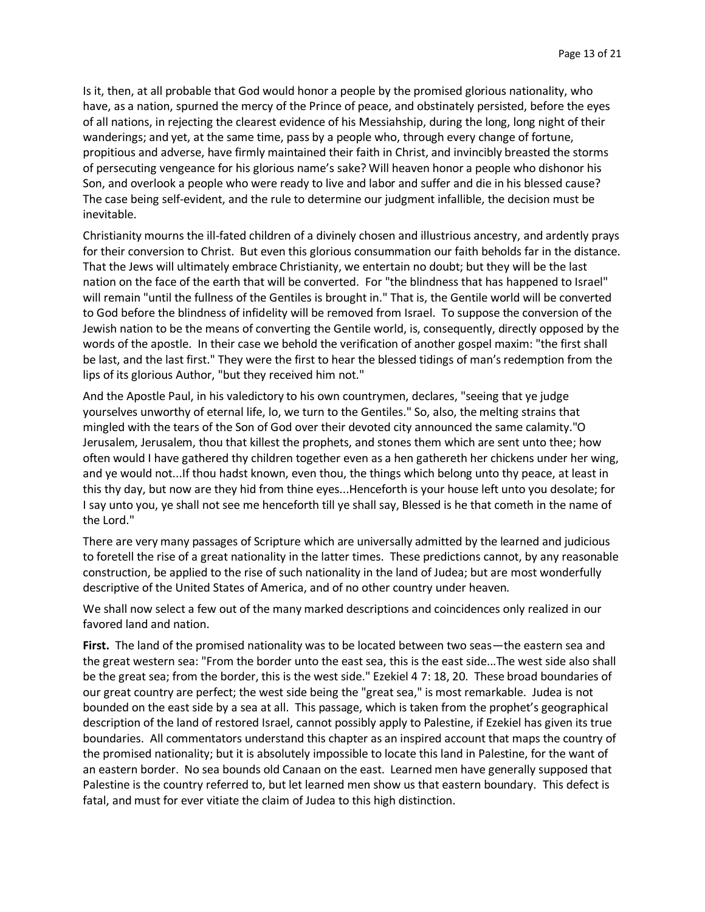Is it, then, at all probable that God would honor a people by the promised glorious nationality, who have, as a nation, spurned the mercy of the Prince of peace, and obstinately persisted, before the eyes of all nations, in rejecting the clearest evidence of his Messiahship, during the long, long night of their wanderings; and yet, at the same time, pass by a people who, through every change of fortune, propitious and adverse, have firmly maintained their faith in Christ, and invincibly breasted the storms of persecuting vengeance for his glorious name's sake? Will heaven honor a people who dishonor his Son, and overlook a people who were ready to live and labor and suffer and die in his blessed cause? The case being self-evident, and the rule to determine our judgment infallible, the decision must be inevitable.

Christianity mourns the ill-fated children of a divinely chosen and illustrious ancestry, and ardently prays for their conversion to Christ. But even this glorious consummation our faith beholds far in the distance. That the Jews will ultimately embrace Christianity, we entertain no doubt; but they will be the last nation on the face of the earth that will be converted. For "the blindness that has happened to Israel" will remain "until the fullness of the Gentiles is brought in." That is, the Gentile world will be converted to God before the blindness of infidelity will be removed from Israel. To suppose the conversion of the Jewish nation to be the means of converting the Gentile world, is, consequently, directly opposed by the words of the apostle. In their case we behold the verification of another gospel maxim: "the first shall be last, and the last first." They were the first to hear the blessed tidings of man's redemption from the lips of its glorious Author, "but they received him not."

And the Apostle Paul, in his valedictory to his own countrymen, declares, "seeing that ye judge yourselves unworthy of eternal life, lo, we turn to the Gentiles." So, also, the melting strains that mingled with the tears of the Son of God over their devoted city announced the same calamity."O Jerusalem, Jerusalem, thou that killest the prophets, and stones them which are sent unto thee; how often would I have gathered thy children together even as a hen gathereth her chickens under her wing, and ye would not...If thou hadst known, even thou, the things which belong unto thy peace, at least in this thy day, but now are they hid from thine eyes...Henceforth is your house left unto you desolate; for I say unto you, ye shall not see me henceforth till ye shall say, Blessed is he that cometh in the name of the Lord."

There are very many passages of Scripture which are universally admitted by the learned and judicious to foretell the rise of a great nationality in the latter times. These predictions cannot, by any reasonable construction, be applied to the rise of such nationality in the land of Judea; but are most wonderfully descriptive of the United States of America, and of no other country under heaven.

We shall now select a few out of the many marked descriptions and coincidences only realized in our favored land and nation.

**First.** The land of the promised nationality was to be located between two seas—the eastern sea and the great western sea: "From the border unto the east sea, this is the east side...The west side also shall be the great sea; from the border, this is the west side." Ezekiel 4 7: 18, 20. These broad boundaries of our great country are perfect; the west side being the "great sea," is most remarkable. Judea is not bounded on the east side by a sea at all. This passage, which is taken from the prophet's geographical description of the land of restored Israel, cannot possibly apply to Palestine, if Ezekiel has given its true boundaries. All commentators understand this chapter as an inspired account that maps the country of the promised nationality; but it is absolutely impossible to locate this land in Palestine, for the want of an eastern border. No sea bounds old Canaan on the east. Learned men have generally supposed that Palestine is the country referred to, but let learned men show us that eastern boundary. This defect is fatal, and must for ever vitiate the claim of Judea to this high distinction.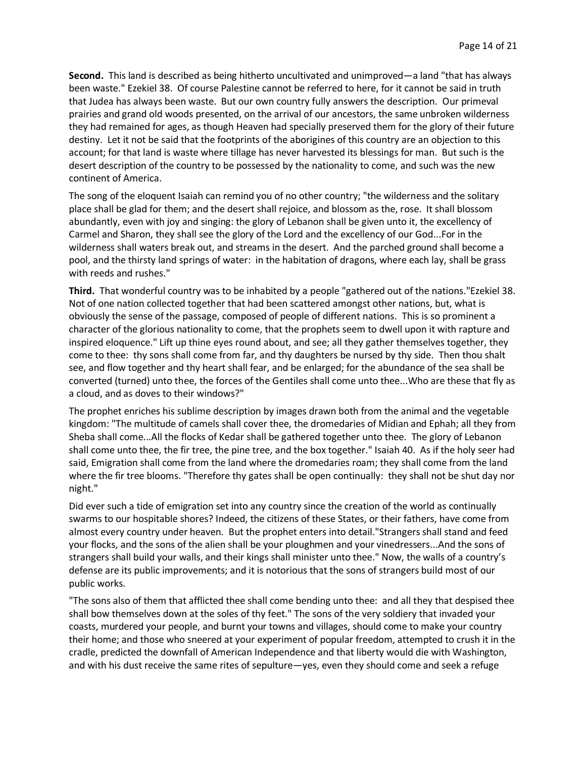**Second.** This land is described as being hitherto uncultivated and unimproved—a land "that has always been waste." Ezekiel 38. Of course Palestine cannot be referred to here, for it cannot be said in truth that Judea has always been waste. But our own country fully answers the description. Our primeval prairies and grand old woods presented, on the arrival of our ancestors, the same unbroken wilderness they had remained for ages, as though Heaven had specially preserved them for the glory of their future destiny. Let it not be said that the footprints of the aborigines of this country are an objection to this account; for that land is waste where tillage has never harvested its blessings for man. But such is the desert description of the country to be possessed by the nationality to come, and such was the new continent of America.

The song of the eloquent Isaiah can remind you of no other country; "the wilderness and the solitary place shall be glad for them; and the desert shall rejoice, and blossom as the, rose. It shall blossom abundantly, even with joy and singing: the glory of Lebanon shall be given unto it, the excellency of Carmel and Sharon, they shall see the glory of the Lord and the excellency of our God...For in the wilderness shall waters break out, and streams in the desert. And the parched ground shall become a pool, and the thirsty land springs of water: in the habitation of dragons, where each lay, shall be grass with reeds and rushes."

**Third.** That wonderful country was to be inhabited by a people "gathered out of the nations."Ezekiel 38. Not of one nation collected together that had been scattered amongst other nations, but, what is obviously the sense of the passage, composed of people of different nations. This is so prominent a character of the glorious nationality to come, that the prophets seem to dwell upon it with rapture and inspired eloquence." Lift up thine eyes round about, and see; all they gather themselves together, they come to thee: thy sons shall come from far, and thy daughters be nursed by thy side. Then thou shalt see, and flow together and thy heart shall fear, and be enlarged; for the abundance of the sea shall be converted (turned) unto thee, the forces of the Gentiles shall come unto thee...Who are these that fly as a cloud, and as doves to their windows?"

The prophet enriches his sublime description by images drawn both from the animal and the vegetable kingdom: "The multitude of camels shall cover thee, the dromedaries of Midian and Ephah; all they from Sheba shall come...All the flocks of Kedar shall be gathered together unto thee. The glory of Lebanon shall come unto thee, the fir tree, the pine tree, and the box together." Isaiah 40. As if the holy seer had said, Emigration shall come from the land where the dromedaries roam; they shall come from the land where the fir tree blooms. "Therefore thy gates shall be open continually: they shall not be shut day nor night."

Did ever such a tide of emigration set into any country since the creation of the world as continually swarms to our hospitable shores? Indeed, the citizens of these States, or their fathers, have come from almost every country under heaven. But the prophet enters into detail."Strangers shall stand and feed your flocks, and the sons of the alien shall be your ploughmen and your vinedressers...And the sons of strangers shall build your walls, and their kings shall minister unto thee." Now, the walls of a country's defense are its public improvements; and it is notorious that the sons of strangers build most of our public works.

"The sons also of them that afflicted thee shall come bending unto thee: and all they that despised thee shall bow themselves down at the soles of thy feet." The sons of the very soldiery that invaded your coasts, murdered your people, and burnt your towns and villages, should come to make your country their home; and those who sneered at your experiment of popular freedom, attempted to crush it in the cradle, predicted the downfall of American Independence and that liberty would die with Washington, and with his dust receive the same rites of sepulture—yes, even they should come and seek a refuge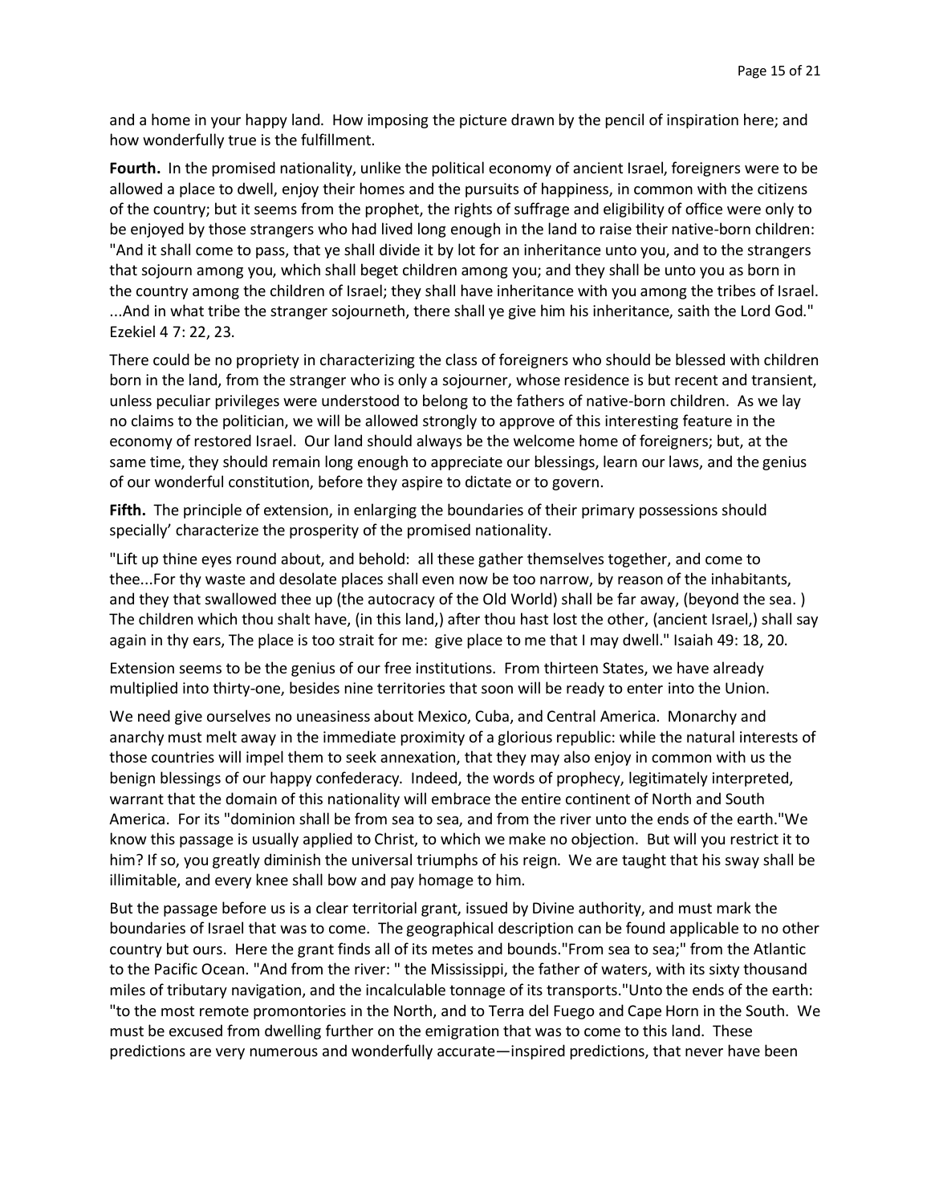and a home in your happy land. How imposing the picture drawn by the pencil of inspiration here; and how wonderfully true is the fulfillment.

**Fourth.** In the promised nationality, unlike the political economy of ancient Israel, foreigners were to be allowed a place to dwell, enjoy their homes and the pursuits of happiness, in common with the citizens of the country; but it seems from the prophet, the rights of suffrage and eligibility of office were only to be enjoyed by those strangers who had lived long enough in the land to raise their native-born children: "And it shall come to pass, that ye shall divide it by lot for an inheritance unto you, and to the strangers that sojourn among you, which shall beget children among you; and they shall be unto you as born in the country among the children of Israel; they shall have inheritance with you among the tribes of Israel. ...And in what tribe the stranger sojourneth, there shall ye give him his inheritance, saith the Lord God." Ezekiel 4 7: 22, 23.

There could be no propriety in characterizing the class of foreigners who should be blessed with children born in the land, from the stranger who is only a sojourner, whose residence is but recent and transient, unless peculiar privileges were understood to belong to the fathers of native-born children. As we lay no claims to the politician, we will be allowed strongly to approve of this interesting feature in the economy of restored Israel. Our land should always be the welcome home of foreigners; but, at the same time, they should remain long enough to appreciate our blessings, learn our laws, and the genius of our wonderful constitution, before they aspire to dictate or to govern.

**Fifth.** The principle of extension, in enlarging the boundaries of their primary possessions should specially' characterize the prosperity of the promised nationality.

"Lift up thine eyes round about, and behold: all these gather themselves together, and come to thee...For thy waste and desolate places shall even now be too narrow, by reason of the inhabitants, and they that swallowed thee up (the autocracy of the Old World) shall be far away, (beyond the sea. ) The children which thou shalt have, (in this land,) after thou hast lost the other, (ancient Israel,) shall say again in thy ears, The place is too strait for me: give place to me that I may dwell." Isaiah 49: 18, 20.

Extension seems to be the genius of our free institutions. From thirteen States, we have already multiplied into thirty-one, besides nine territories that soon will be ready to enter into the Union.

We need give ourselves no uneasiness about Mexico, Cuba, and Central America. Monarchy and anarchy must melt away in the immediate proximity of a glorious republic: while the natural interests of those countries will impel them to seek annexation, that they may also enjoy in common with us the benign blessings of our happy confederacy. Indeed, the words of prophecy, legitimately interpreted, warrant that the domain of this nationality will embrace the entire continent of North and South America. For its "dominion shall be from sea to sea, and from the river unto the ends of the earth."We know this passage is usually applied to Christ, to which we make no objection. But will you restrict it to him? If so, you greatly diminish the universal triumphs of his reign. We are taught that his sway shall be illimitable, and every knee shall bow and pay homage to him.

But the passage before us is a clear territorial grant, issued by Divine authority, and must mark the boundaries of Israel that was to come. The geographical description can be found applicable to no other country but ours. Here the grant finds all of its metes and bounds."From sea to sea;" from the Atlantic to the Pacific Ocean. "And from the river: " the Mississippi, the father of waters, with its sixty thousand miles of tributary navigation, and the incalculable tonnage of its transports."Unto the ends of the earth: "to the most remote promontories in the North, and to Terra del Fuego and Cape Horn in the South. We must be excused from dwelling further on the emigration that was to come to this land. These predictions are very numerous and wonderfully accurate—inspired predictions, that never have been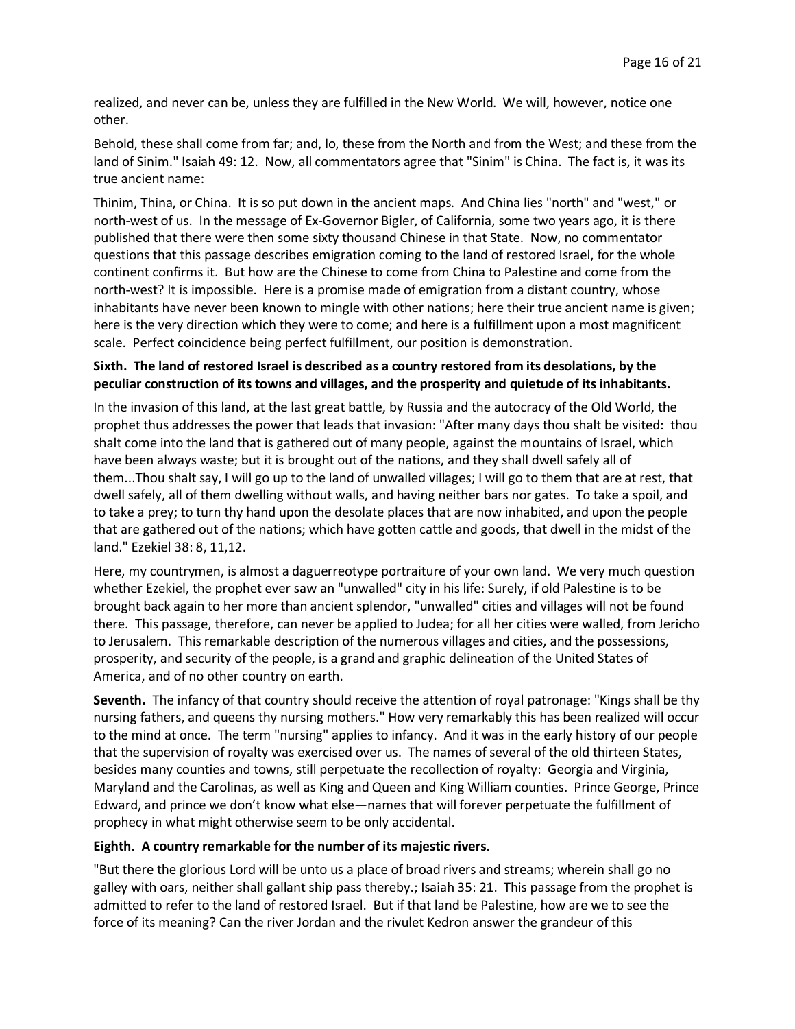realized, and never can be, unless they are fulfilled in the New World. We will, however, notice one other.

Behold, these shall come from far; and, lo, these from the North and from the West; and these from the land of Sinim." Isaiah 49: 12. Now, all commentators agree that "Sinim" is China. The fact is, it was its true ancient name:

Thinim, Thina, or China. It is so put down in the ancient maps. And China lies "north" and "west," or north-west of us. In the message of Ex-Governor Bigler, of California, some two years ago, it is there published that there were then some sixty thousand Chinese in that State. Now, no commentator questions that this passage describes emigration coming to the land of restored Israel, for the whole continent confirms it. But how are the Chinese to come from China to Palestine and come from the north-west? It is impossible. Here is a promise made of emigration from a distant country, whose inhabitants have never been known to mingle with other nations; here their true ancient name is given; here is the very direction which they were to come; and here is a fulfillment upon a most magnificent scale. Perfect coincidence being perfect fulfillment, our position is demonstration.

**Sixth. The land of restored Israel is described as a country restored from its desolations, by the peculiar construction of its towns and villages, and the prosperity and quietude of its inhabitants.**

In the invasion of this land, at the last great battle, by Russia and the autocracy of the Old World, the prophet thus addresses the power that leads that invasion: "After many days thou shalt be visited: thou shalt come into the land that is gathered out of many people, against the mountains of Israel, which have been always waste; but it is brought out of the nations, and they shall dwell safely all of them...Thou shalt say, I will go up to the land of unwalled villages; I will go to them that are at rest, that dwell safely, all of them dwelling without walls, and having neither bars nor gates. To take a spoil, and to take a prey; to turn thy hand upon the desolate places that are now inhabited, and upon the people that are gathered out of the nations; which have gotten cattle and goods, that dwell in the midst of the land." Ezekiel 38: 8, 11,12.

Here, my countrymen, is almost a daguerreotype portraiture of your own land. We very much question whether Ezekiel, the prophet ever saw an "unwalled" city in his life: Surely, if old Palestine is to be brought back again to her more than ancient splendor, "unwalled" cities and villages will not be found there. This passage, therefore, can never be applied to Judea; for all her cities were walled, from Jericho to Jerusalem. This remarkable description of the numerous villages and cities, and the possessions, prosperity, and security of the people, is a grand and graphic delineation of the United States of America, and of no other country on earth.

**Seventh.** The infancy of that country should receive the attention of royal patronage: "Kings shall be thy nursing fathers, and queens thy nursing mothers." How very remarkably this has been realized will occur to the mind at once. The term "nursing" applies to infancy. And it was in the early history of our people that the supervision of royalty was exercised over us. The names of several of the old thirteen States, besides many counties and towns, still perpetuate the recollection of royalty: Georgia and Virginia, Maryland and the Carolinas, as well as King and Queen and King William counties. Prince George, Prince Edward, and prince we don't know what else—names that will forever perpetuate the fulfillment of prophecy in what might otherwise seem to be only accidental.

**Eighth. A country remarkable for the number of its majestic rivers.**

"But there the glorious Lord will be unto us a place of broad rivers and streams; wherein shall go no galley with oars, neither shall gallant ship pass thereby.; Isaiah 35: 21. This passage from the prophet is admitted to refer to the land of restored Israel. But if that land be Palestine, how are we to see the force of its meaning? Can the river Jordan and the rivulet Kedron answer the grandeur of this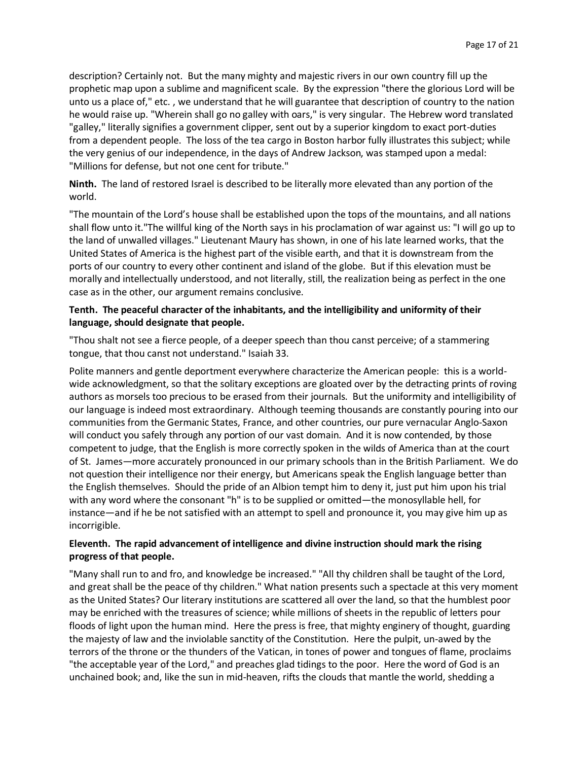description? Certainly not. But the many mighty and majestic rivers in our own country fill up the prophetic map upon a sublime and magnificent scale. By the expression "there the glorious Lord will be unto us a place of," etc. , we understand that he will guarantee that description of country to the nation he would raise up. "Wherein shall go no galley with oars," is very singular. The Hebrew word translated "galley," literally signifies a government clipper, sent out by a superior kingdom to exact port-duties from a dependent people. The loss of the tea cargo in Boston harbor fully illustrates this subject; while the very genius of our independence, in the days of Andrew Jackson, was stamped upon a medal: "Millions for defense, but not one cent for tribute."

**Ninth.** The land of restored Israel is described to be literally more elevated than any portion of the world.

"The mountain of the Lord's house shall be established upon the tops of the mountains, and all nations shall flow unto it."The willful king of the North says in his proclamation of war against us: "I will go up to the land of unwalled villages." Lieutenant Maury has shown, in one of his late learned works, that the United States of America is the highest part of the visible earth, and that it is downstream from the ports of our country to every other continent and island of the globe. But if this elevation must be morally and intellectually understood, and not literally, still, the realization being as perfect in the one case as in the other, our argument remains conclusive.

**Tenth. The peaceful character of the inhabitants, and the intelligibility and uniformity of their language, should designate that people.**

"Thou shalt not see a fierce people, of a deeper speech than thou canst perceive; of a stammering tongue, that thou canst not understand." Isaiah 33.

Polite manners and gentle deportment everywhere characterize the American people: this is a world-wide acknowledgment, so that the solitary exceptions are gloated over by the detracting prints of roving authors as morsels too precious to be erased from their journals. But the uniformity and intelligibility of our language is indeed most extraordinary. Although teeming thousands are constantly pouring into our communities from the Germanic States, France, and other countries, our pure vernacular Anglo-Saxon will conduct you safely through any portion of our vast domain. And it is now contended, by those competent to judge, that the English is more correctly spoken in the wilds of America than at the court of St. James—more accurately pronounced in our primary schools than in the British Parliament. We do not question their intelligence nor their energy, but Americans speak the English language better than the English themselves. Should the pride of an Albion tempt him to deny it, just put him upon his trial with any word where the consonant "h" is to be supplied or omitted—the monosyllable hell, for instance—and if he be not satisfied with an attempt to spell and pronounce it, you may give him up as incorrigible.

**Eleventh. The rapid advancement of intelligence and divine instruction should mark the rising progress of that people.**

"Many shall run to and fro, and knowledge be increased." "All thy children shall be taught of the Lord, and great shall be the peace of thy children." What nation presents such a spectacle at this very moment as the United States? Our literary institutions are scattered all over the land, so that the humblest poor may be enriched with the treasures of science; while millions of sheets in the republic of letters pour floods of light upon the human mind. Here the press is free, that mighty enginery of thought, guarding the majesty of law and the inviolable sanctity of the Constitution. Here the pulpit, un-awed by the terrors of the throne or the thunders of the Vatican, in tones of power and tongues of flame, proclaims "the acceptable year of the Lord," and preaches glad tidings to the poor. Here the word of God is an unchained book; and, like the sun in mid-heaven, rifts the clouds that mantle the world, shedding a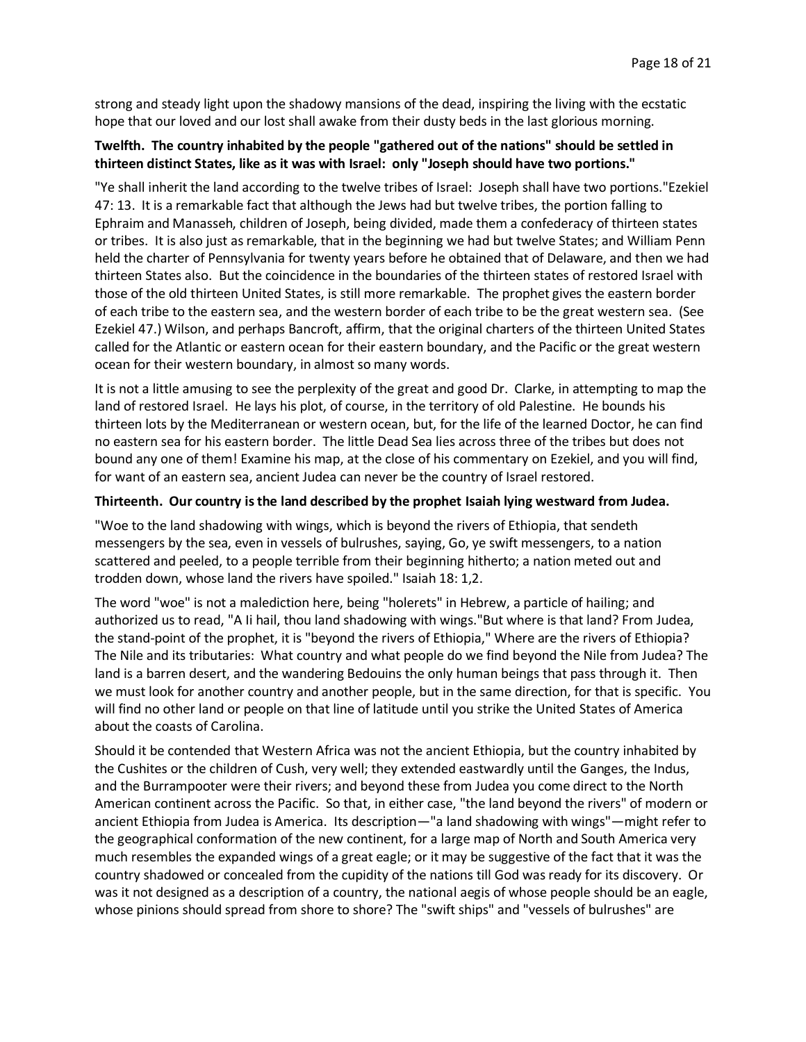strong and steady light upon the shadowy mansions of the dead, inspiring the living with the ecstatic hope that our loved and our lost shall awake from their dusty beds in the last glorious morning.

**Twelfth. The country inhabited by the people "gathered out of the nations" should be settled in thirteen distinct States, like as it was with Israel: only "Joseph should have two portions."**

"Ye shall inherit the land according to the twelve tribes of Israel: Joseph shall have two portions."Ezekiel 47: 13. It is a remarkable fact that although the Jews had but twelve tribes, the portion falling to Ephraim and Manasseh, children of Joseph, being divided, made them a confederacy of thirteen states or tribes. It is also just as remarkable, that in the beginning we had but twelve States; and William Penn held the charter of Pennsylvania for twenty years before he obtained that of Delaware, and then we had thirteen States also. But the coincidence in the boundaries of the thirteen states of restored Israel with those of the old thirteen United States, is still more remarkable. The prophet gives the eastern border of each tribe to the eastern sea, and the western border of each tribe to be the great western sea. (See Ezekiel 47.) Wilson, and perhaps Bancroft, affirm, that the original charters of the thirteen United States called for the Atlantic or eastern ocean for their eastern boundary, and the Pacific or the great western ocean for their western boundary, in almost so many words.

It is not a little amusing to see the perplexity of the great and good Dr. Clarke, in attempting to map the land of restored Israel. He lays his plot, of course, in the territory of old Palestine. He bounds his thirteen lots by the Mediterranean or western ocean, but, for the life of the learned Doctor, he can find no eastern sea for his eastern border. The little Dead Sea lies across three of the tribes but does not bound any one of them! Examine his map, at the close of his commentary on Ezekiel, and you will find, for want of an eastern sea, ancient Judea can never be the country of Israel restored.

**Thirteenth. Our country is the land described by the prophet Isaiah lying westward from Judea.**

"Woe to the land shadowing with wings, which is beyond the rivers of Ethiopia, that sendeth messengers by the sea, even in vessels of bulrushes, saying, Go, ye swift messengers, to a nation scattered and peeled, to a people terrible from their beginning hitherto; a nation meted out and trodden down, whose land the rivers have spoiled." Isaiah 18: 1,2.

The word "woe" is not a malediction here, being "holerets" in Hebrew, a particle of hailing; and authorized us to read, "A Ii hail, thou land shadowing with wings."But where is that land? From Judea, the stand-point of the prophet, it is "beyond the rivers of Ethiopia," Where are the rivers of Ethiopia? The Nile and its tributaries: What country and what people do we find beyond the Nile from Judea? The land is a barren desert, and the wandering Bedouins the only human beings that pass through it. Then we must look for another country and another people, but in the same direction, for that is specific. You will find no other land or people on that line of latitude until you strike the United States of America about the coasts of Carolina.

Should it be contended that Western Africa was not the ancient Ethiopia, but the country inhabited by the Cushites or the children of Cush, very well; they extended eastwardly until the Ganges, the Indus, and the Burrampooter were their rivers; and beyond these from Judea you come direct to the North American continent across the Pacific. So that, in either case, "the land beyond the rivers" of modern or ancient Ethiopia from Judea is America. Its description—"a land shadowing with wings"—might refer to the geographical conformation of the new continent, for a large map of North and South America very much resembles the expanded wings of a great eagle; or it may be suggestive of the fact that it was the country shadowed or concealed from the cupidity of the nations till God was ready for its discovery. Or was it not designed as a description of a country, the national aegis of whose people should be an eagle, whose pinions should spread from shore to shore? The "swift ships" and "vessels of bulrushes" are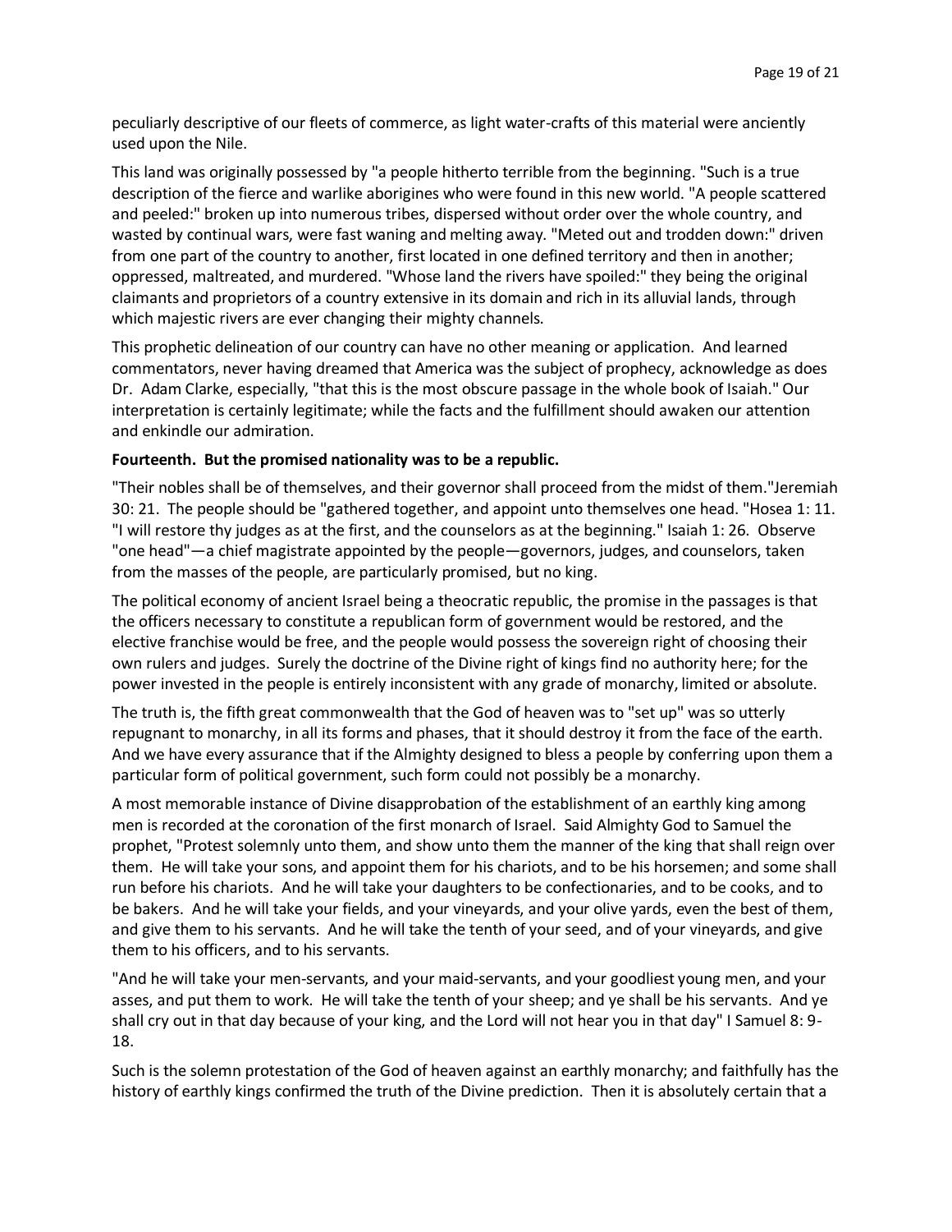peculiarly descriptive of our fleets of commerce, as light water-crafts of this material were anciently used upon the Nile.

This land was originally possessed by "a people hitherto terrible from the beginning. "Such is a true description of the fierce and warlike aborigines who were found in this new world. "A people scattered and peeled:" broken up into numerous tribes, dispersed without order over the whole country, and wasted by continual wars, were fast waning and melting away. "Meted out and trodden down:" driven from one part of the country to another, first located in one defined territory and then in another; oppressed, maltreated, and murdered. "Whose land the rivers have spoiled:" they being the original claimants and proprietors of a country extensive in its domain and rich in its alluvial lands, through which majestic rivers are ever changing their mighty channels.

This prophetic delineation of our country can have no other meaning or application. And learned commentators, never having dreamed that America was the subject of prophecy, acknowledge as does Dr. Adam Clarke, especially, "that this is the most obscure passage in the whole book of Isaiah." Our interpretation is certainly legitimate; while the facts and the fulfillment should awaken our attention and enkindle our admiration.

**Fourteenth. But the promised nationality was to be a republic.**

"Their nobles shall be of themselves, and their governor shall proceed from the midst of them."Jeremiah 30: 21. The people should be "gathered together, and appoint unto themselves one head. "Hosea 1: 11. "I will restore thy judges as at the first, and the counselors as at the beginning." Isaiah 1: 26. Observe "one head"—a chief magistrate appointed by the people—governors, judges, and counselors, taken from the masses of the people, are particularly promised, but no king.

The political economy of ancient Israel being a theocratic republic, the promise in the passages is that the officers necessary to constitute a republican form of government would be restored, and the elective franchise would be free, and the people would possess the sovereign right of choosing their own rulers and judges. Surely the doctrine of the Divine right of kings find no authority here; for the power invested in the people is entirely inconsistent with any grade of monarchy, limited or absolute.

The truth is, the fifth great commonwealth that the God of heaven was to "set up" was so utterly repugnant to monarchy, in all its forms and phases, that it should destroy it from the face of the earth. And we have every assurance that if the Almighty designed to bless a people by conferring upon them a particular form of political government, such form could not possibly be a monarchy.

A most memorable instance of Divine disapprobation of the establishment of an earthly king among men is recorded at the coronation of the first monarch of Israel. Said Almighty God to Samuel the prophet, "Protest solemnly unto them, and show unto them the manner of the king that shall reign over them. He will take your sons, and appoint them for his chariots, and to be his horsemen; and some shall run before his chariots. And he will take your daughters to be confectionaries, and to be cooks, and to be bakers. And he will take your fields, and your vineyards, and your olive yards, even the best of them, and give them to his servants. And he will take the tenth of your seed, and of your vineyards, and give them to his officers, and to his servants.

"And he will take your men-servants, and your maid-servants, and your goodliest young men, and your asses, and put them to work. He will take the tenth of your sheep; and ye shall be his servants. And ye shall cry out in that day because of your king, and the Lord will not hear you in that day" I Samuel 8: 9-18.

Such is the solemn protestation of the God of heaven against an earthly monarchy; and faithfully has the history of earthly kings confirmed the truth of the Divine prediction. Then it is absolutely certain that a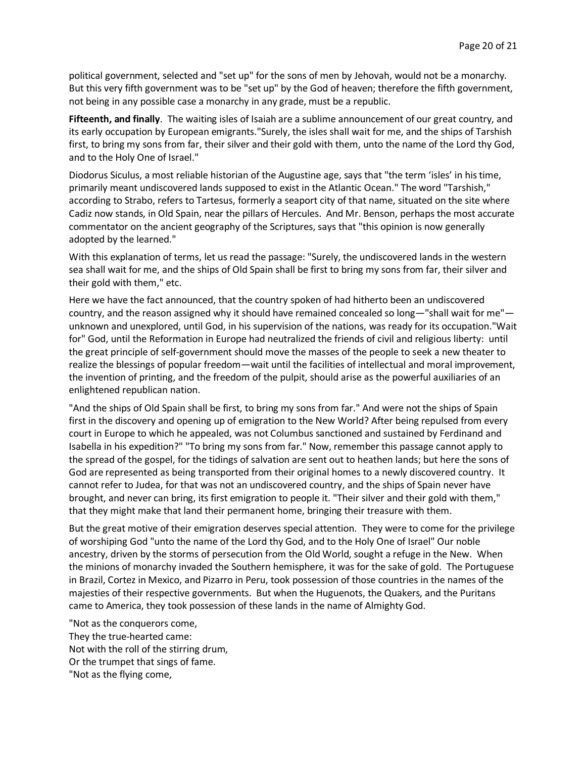political government, selected and "set up" for the sons of men by Jehovah, would not be a monarchy. But this very fifth government was to be "set up" by the God of heaven; therefore the fifth government, not being in any possible case a monarchy in any grade, must be a republic.

**Fifteenth, and finally**. The waiting isles of Isaiah are a sublime announcement of our great country, and its early occupation by European emigrants."Surely, the isles shall wait for me, and the ships of Tarshish first, to bring my sons from far, their silver and their gold with them, unto the name of the Lord thy God, and to the Holy One of Israel."

Diodorus Siculus, a most reliable historian of the Augustine age, says that "the term 'isles' in his time, primarily meant undiscovered lands supposed to exist in the Atlantic Ocean." The word "Tarshish," according to Strabo, refers to Tartesus, formerly a seaport city of that name, situated on the site where Cadiz now stands, in Old Spain, near the pillars of Hercules. And Mr. Benson, perhaps the most accurate commentator on the ancient geography of the Scriptures, says that "this opinion is now generally adopted by the learned."

With this explanation of terms, let us read the passage: "Surely, the undiscovered lands in the western sea shall wait for me, and the ships of Old Spain shall be first to bring my sons from far, their silver and their gold with them," etc.

Here we have the fact announced, that the country spoken of had hitherto been an undiscovered country, and the reason assigned why it should have remained concealed so long—"shall wait for me"—unknown and unexplored, until God, in his supervision of the nations, was ready for its occupation."Wait for" God, until the Reformation in Europe had neutralized the friends of civil and religious liberty: until the great principle of self-government should move the masses of the people to seek a new theater to realize the blessings of popular freedom—wait until the facilities of intellectual and moral improvement, the invention of printing, and the freedom of the pulpit, should arise as the powerful auxiliaries of an enlightened republican nation.

"And the ships of Old Spain shall be first, to bring my sons from far." And were not the ships of Spain first in the discovery and opening up of emigration to the New World? After being repulsed from every court in Europe to which he appealed, was not Columbus sanctioned and sustained by Ferdinand and Isabella in his expedition?" "To bring my sons from far." Now, remember this passage cannot apply to the spread of the gospel, for the tidings of salvation are sent out to heathen lands; but here the sons of God are represented as being transported from their original homes to a newly discovered country. It cannot refer to Judea, for that was not an undiscovered country, and the ships of Spain never have brought, and never can bring, its first emigration to people it. "Their silver and their gold with them," that they might make that land their permanent home, bringing their treasure with them.

But the great motive of their emigration deserves special attention. They were to come for the privilege of worshiping God "unto the name of the Lord thy God, and to the Holy One of Israel" Our noble ancestry, driven by the storms of persecution from the Old World, sought a refuge in the New. When the minions of monarchy invaded the Southern hemisphere, it was for the sake of gold. The Portuguese in Brazil, Cortez in Mexico, and Pizarro in Peru, took possession of those countries in the names of the majesties of their respective governments. But when the Huguenots, the Quakers, and the Puritans came to America, they took possession of these lands in the name of Almighty God.

"Not as the conquerors come,  
They the true-hearted came:  
Not with the roll of the stirring drum,  
Or the trumpet that sings of fame.  
"Not as the flying come,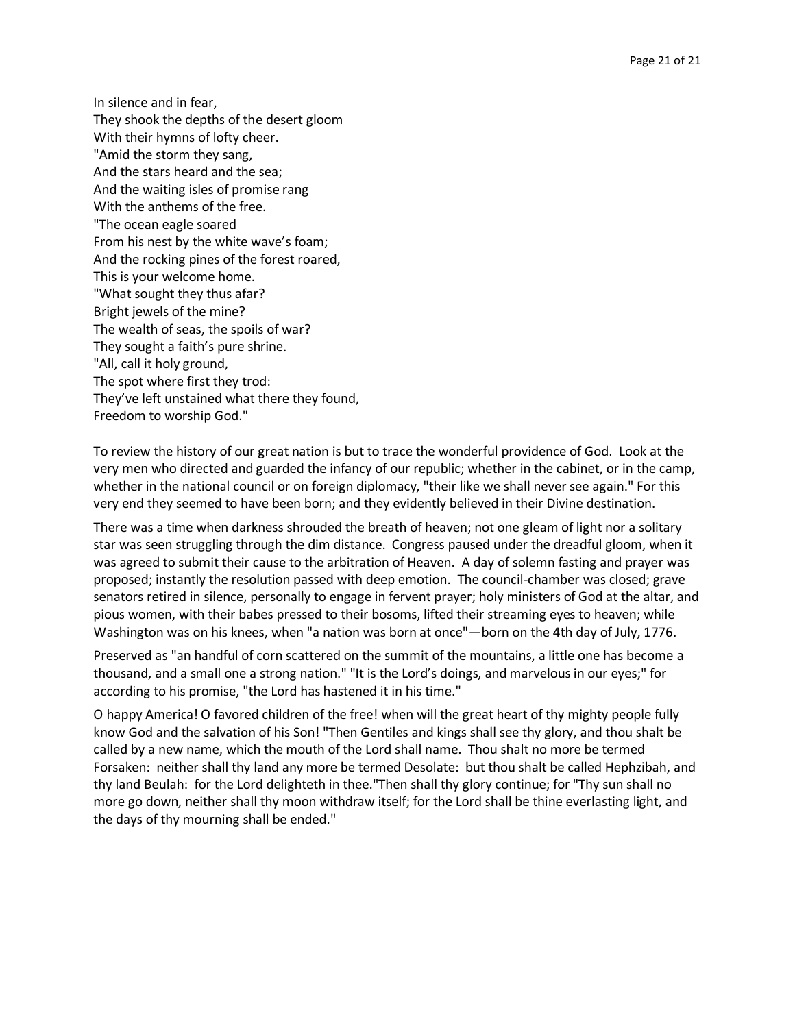In silence and in fear,  
They shook the depths of the desert gloom  
With their hymns of lofty cheer.  
"Amid the storm they sang,  
And the stars heard and the sea;  
And the waiting isles of promise rang  
With the anthems of the free.  
"The ocean eagle soared  
From his nest by the white wave's foam;  
And the rocking pines of the forest roared,  
This is your welcome home.  
"What sought they thus afar?  
Bright jewels of the mine?  
The wealth of seas, the spoils of war?  
They sought a faith's pure shrine.  
"All, call it holy ground,  
The spot where first they trod:  
They've left unstained what there they found,  
Freedom to worship God."

To review the history of our great nation is but to trace the wonderful providence of God. Look at the very men who directed and guarded the infancy of our republic; whether in the cabinet, or in the camp, whether in the national council or on foreign diplomacy, "their like we shall never see again." For this very end they seemed to have been born; and they evidently believed in their Divine destination.

There was a time when darkness shrouded the breath of heaven; not one gleam of light nor a solitary star was seen struggling through the dim distance. Congress paused under the dreadful gloom, when it was agreed to submit their cause to the arbitration of Heaven. A day of solemn fasting and prayer was proposed; instantly the resolution passed with deep emotion. The council-chamber was closed; grave senators retired in silence, personally to engage in fervent prayer; holy ministers of God at the altar, and pious women, with their babes pressed to their bosoms, lifted their streaming eyes to heaven; while Washington was on his knees, when "a nation was born at once"—born on the 4th day of July, 1776.

Preserved as "an handful of corn scattered on the summit of the mountains, a little one has become a thousand, and a small one a strong nation." "It is the Lord's doings, and marvelous in our eyes;" for according to his promise, "the Lord has hastened it in his time."

O happy America! O favored children of the free! when will the great heart of thy mighty people fully know God and the salvation of his Son! "Then Gentiles and kings shall see thy glory, and thou shalt be called by a new name, which the mouth of the Lord shall name. Thou shalt no more be termed Forsaken: neither shall thy land any more be termed Desolate: but thou shalt be called Hephzibah, and thy land Beulah: for the Lord delighteth in thee."Then shall thy glory continue; for "Thy sun shall no more go down, neither shall thy moon withdraw itself; for the Lord shall be thine everlasting light, and the days of thy mourning shall be ended."